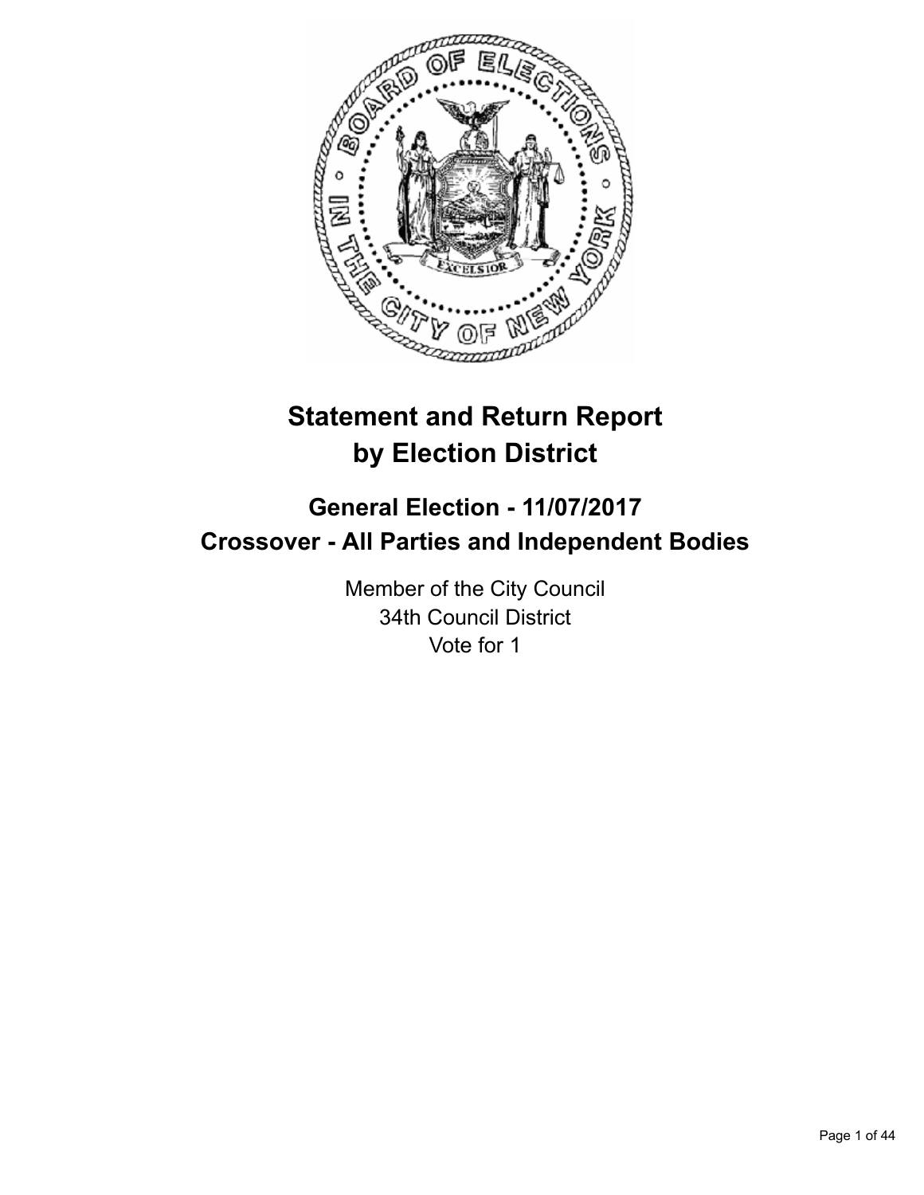# Statement and Return Report by Election District

## General Election - 11/07/2017
## Crossover - All Parties and Independent Bodies

Member of the City Council
34th Council District
Vote for 1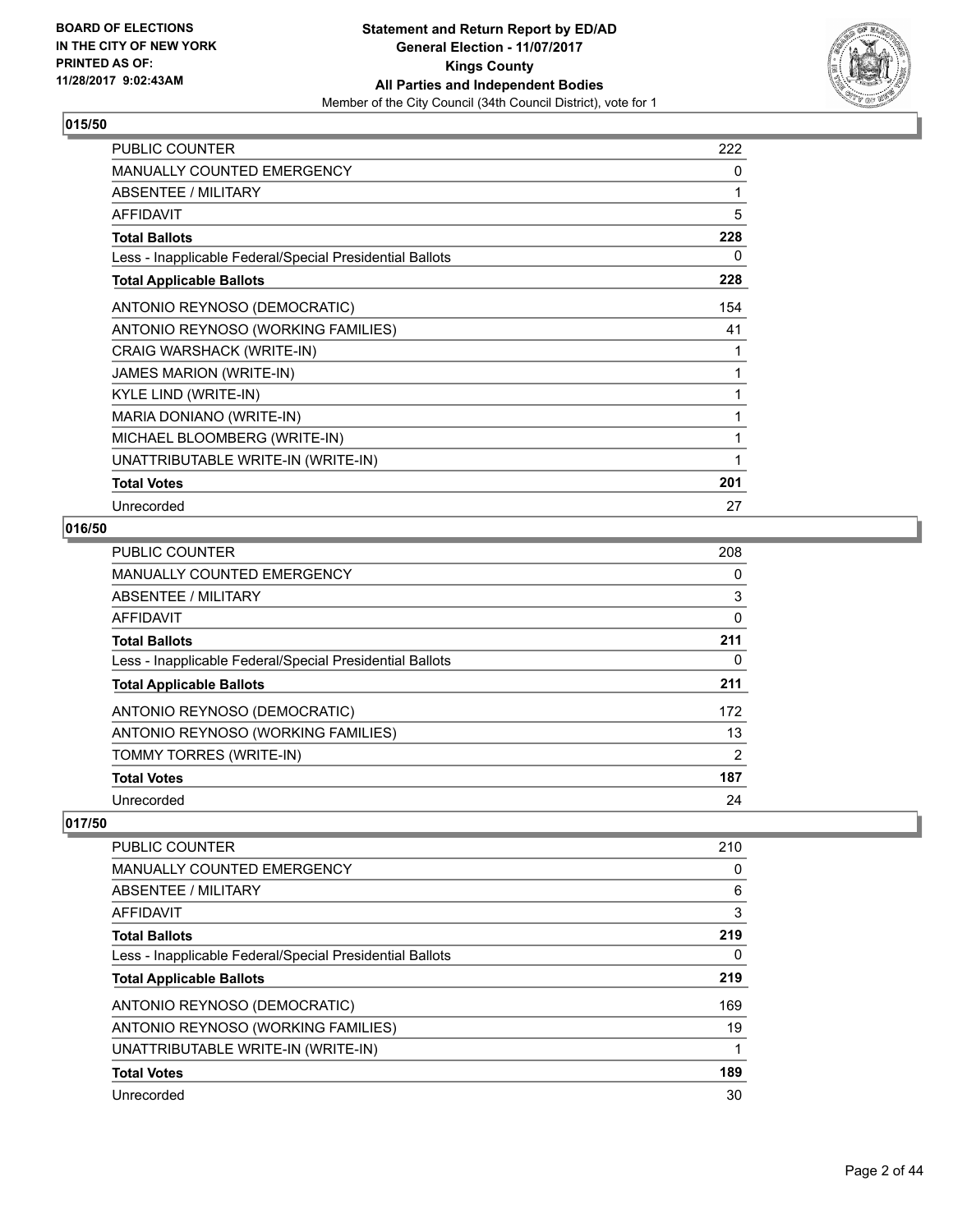**BOARD OF ELECTIONS IN THE CITY OF NEW YORK PRINTED AS OF: 11/28/2017 9:02:43AM**

**Statement and Return Report by ED/AD**
**General Election - 11/07/2017**
**Kings County**
**All Parties and Independent Bodies**
Member of the City Council (34th Council District), vote for 1

## 015/50

| | |
|---|---|
| PUBLIC COUNTER | 222 |
| MANUALLY COUNTED EMERGENCY | 0 |
| ABSENTEE / MILITARY | 1 |
| AFFIDAVIT | 5 |
| **Total Ballots** | **228** |
| Less - Inapplicable Federal/Special Presidential Ballots | 0 |
| **Total Applicable Ballots** | **228** |
| ANTONIO REYNOSO (DEMOCRATIC) | 154 |
| ANTONIO REYNOSO (WORKING FAMILIES) | 41 |
| CRAIG WARSHACK (WRITE-IN) | 1 |
| JAMES MARION (WRITE-IN) | 1 |
| KYLE LIND (WRITE-IN) | 1 |
| MARIA DONIANO (WRITE-IN) | 1 |
| MICHAEL BLOOMBERG (WRITE-IN) | 1 |
| UNATTRIBUTABLE WRITE-IN (WRITE-IN) | 1 |
| **Total Votes** | **201** |
| Unrecorded | 27 |

## 016/50

| | |
|---|---|
| PUBLIC COUNTER | 208 |
| MANUALLY COUNTED EMERGENCY | 0 |
| ABSENTEE / MILITARY | 3 |
| AFFIDAVIT | 0 |
| **Total Ballots** | **211** |
| Less - Inapplicable Federal/Special Presidential Ballots | 0 |
| **Total Applicable Ballots** | **211** |
| ANTONIO REYNOSO (DEMOCRATIC) | 172 |
| ANTONIO REYNOSO (WORKING FAMILIES) | 13 |
| TOMMY TORRES (WRITE-IN) | 2 |
| **Total Votes** | **187** |
| Unrecorded | 24 |

## 017/50

| | |
|---|---|
| PUBLIC COUNTER | 210 |
| MANUALLY COUNTED EMERGENCY | 0 |
| ABSENTEE / MILITARY | 6 |
| AFFIDAVIT | 3 |
| **Total Ballots** | **219** |
| Less - Inapplicable Federal/Special Presidential Ballots | 0 |
| **Total Applicable Ballots** | **219** |
| ANTONIO REYNOSO (DEMOCRATIC) | 169 |
| ANTONIO REYNOSO (WORKING FAMILIES) | 19 |
| UNATTRIBUTABLE WRITE-IN (WRITE-IN) | 1 |
| **Total Votes** | **189** |
| Unrecorded | 30 |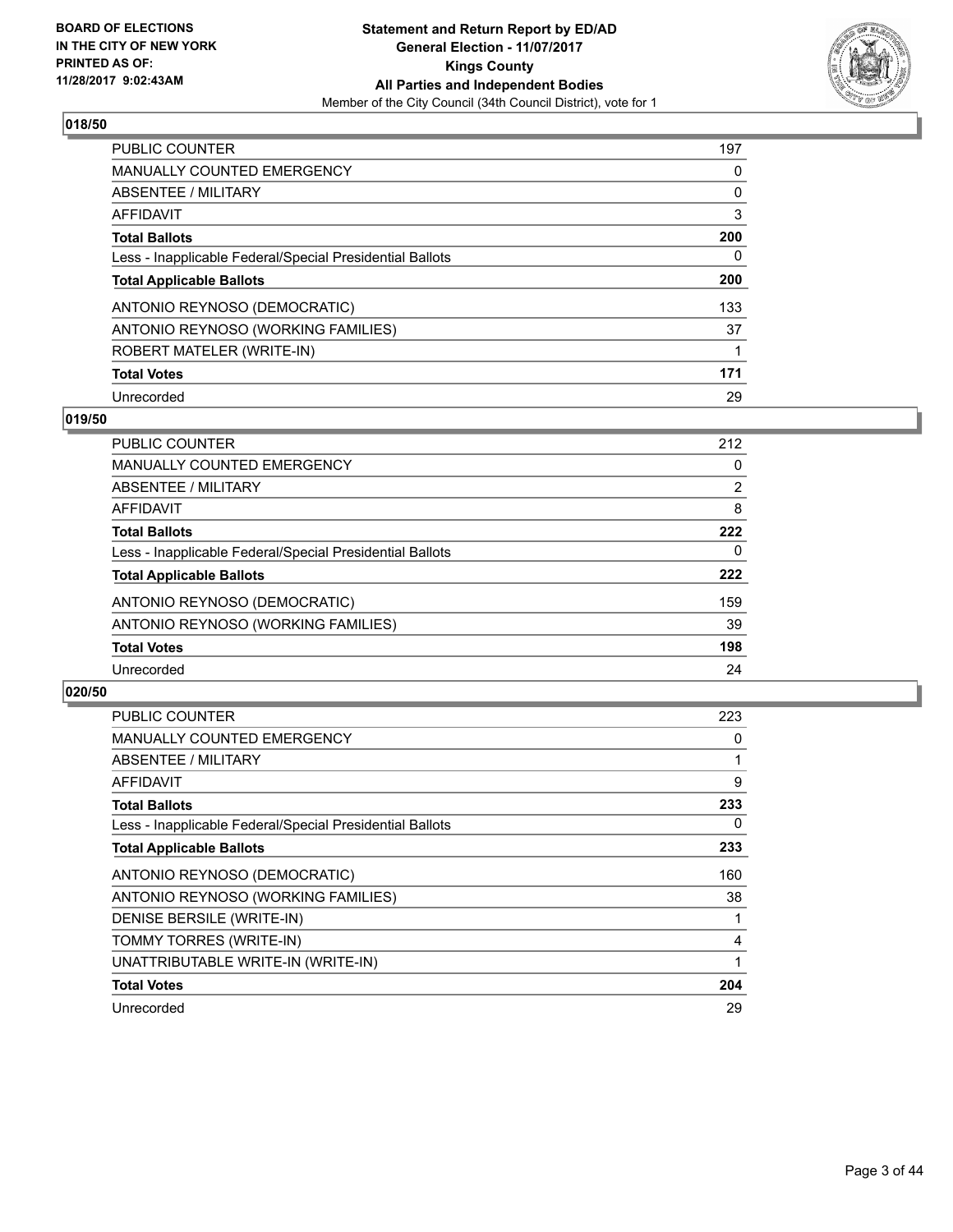## 018/50

| | |
|---|---|
| PUBLIC COUNTER | 197 |
| MANUALLY COUNTED EMERGENCY | 0 |
| ABSENTEE / MILITARY | 0 |
| AFFIDAVIT | 3 |
| **Total Ballots** | **200** |
| Less - Inapplicable Federal/Special Presidential Ballots | 0 |
| **Total Applicable Ballots** | **200** |
| ANTONIO REYNOSO (DEMOCRATIC) | 133 |
| ANTONIO REYNOSO (WORKING FAMILIES) | 37 |
| ROBERT MATELER (WRITE-IN) | 1 |
| **Total Votes** | **171** |
| Unrecorded | 29 |

## 019/50

| | |
|---|---|
| PUBLIC COUNTER | 212 |
| MANUALLY COUNTED EMERGENCY | 0 |
| ABSENTEE / MILITARY | 2 |
| AFFIDAVIT | 8 |
| **Total Ballots** | **222** |
| Less - Inapplicable Federal/Special Presidential Ballots | 0 |
| **Total Applicable Ballots** | **222** |
| ANTONIO REYNOSO (DEMOCRATIC) | 159 |
| ANTONIO REYNOSO (WORKING FAMILIES) | 39 |
| **Total Votes** | **198** |
| Unrecorded | 24 |

## 020/50

| | |
|---|---|
| PUBLIC COUNTER | 223 |
| MANUALLY COUNTED EMERGENCY | 0 |
| ABSENTEE / MILITARY | 1 |
| AFFIDAVIT | 9 |
| **Total Ballots** | **233** |
| Less - Inapplicable Federal/Special Presidential Ballots | 0 |
| **Total Applicable Ballots** | **233** |
| ANTONIO REYNOSO (DEMOCRATIC) | 160 |
| ANTONIO REYNOSO (WORKING FAMILIES) | 38 |
| DENISE BERSILE (WRITE-IN) | 1 |
| TOMMY TORRES (WRITE-IN) | 4 |
| UNATTRIBUTABLE WRITE-IN (WRITE-IN) | 1 |
| **Total Votes** | **204** |
| Unrecorded | 29 |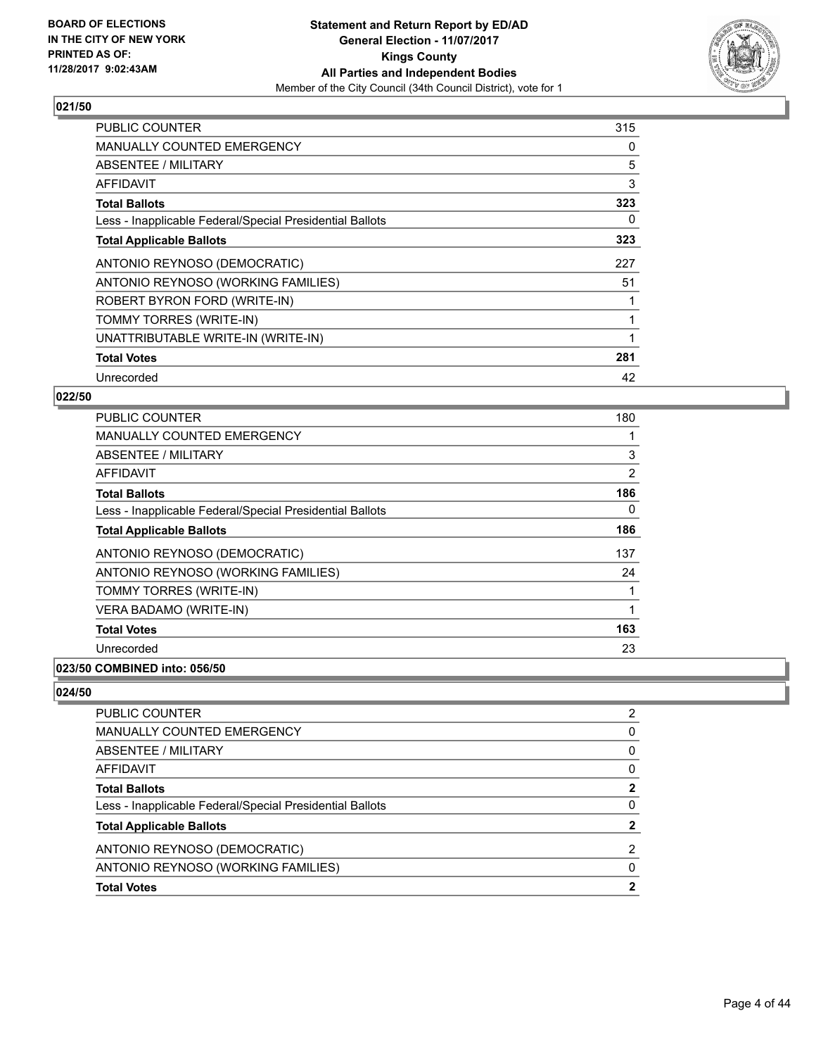**Statement and Return Report by ED/AD**
**General Election - 11/07/2017**
**Kings County**
**All Parties and Independent Bodies**
Member of the City Council (34th Council District), vote for 1

BOARD OF ELECTIONS IN THE CITY OF NEW YORK PRINTED AS OF: 11/28/2017 9:02:43AM

### 021/50

| | |
|---|---|
| PUBLIC COUNTER | 315 |
| MANUALLY COUNTED EMERGENCY | 0 |
| ABSENTEE / MILITARY | 5 |
| AFFIDAVIT | 3 |
| **Total Ballots** | **323** |
| Less - Inapplicable Federal/Special Presidential Ballots | 0 |
| **Total Applicable Ballots** | **323** |
| ANTONIO REYNOSO (DEMOCRATIC) | 227 |
| ANTONIO REYNOSO (WORKING FAMILIES) | 51 |
| ROBERT BYRON FORD (WRITE-IN) | 1 |
| TOMMY TORRES (WRITE-IN) | 1 |
| UNATTRIBUTABLE WRITE-IN (WRITE-IN) | 1 |
| **Total Votes** | **281** |
| Unrecorded | 42 |

### 022/50

| | |
|---|---|
| PUBLIC COUNTER | 180 |
| MANUALLY COUNTED EMERGENCY | 1 |
| ABSENTEE / MILITARY | 3 |
| AFFIDAVIT | 2 |
| **Total Ballots** | **186** |
| Less - Inapplicable Federal/Special Presidential Ballots | 0 |
| **Total Applicable Ballots** | **186** |
| ANTONIO REYNOSO (DEMOCRATIC) | 137 |
| ANTONIO REYNOSO (WORKING FAMILIES) | 24 |
| TOMMY TORRES (WRITE-IN) | 1 |
| VERA BADAMO (WRITE-IN) | 1 |
| **Total Votes** | **163** |
| Unrecorded | 23 |

### 023/50 COMBINED into: 056/50

### 024/50

| | |
|---|---|
| PUBLIC COUNTER | 2 |
| MANUALLY COUNTED EMERGENCY | 0 |
| ABSENTEE / MILITARY | 0 |
| AFFIDAVIT | 0 |
| **Total Ballots** | **2** |
| Less - Inapplicable Federal/Special Presidential Ballots | 0 |
| **Total Applicable Ballots** | **2** |
| ANTONIO REYNOSO (DEMOCRATIC) | 2 |
| ANTONIO REYNOSO (WORKING FAMILIES) | 0 |
| **Total Votes** | **2** |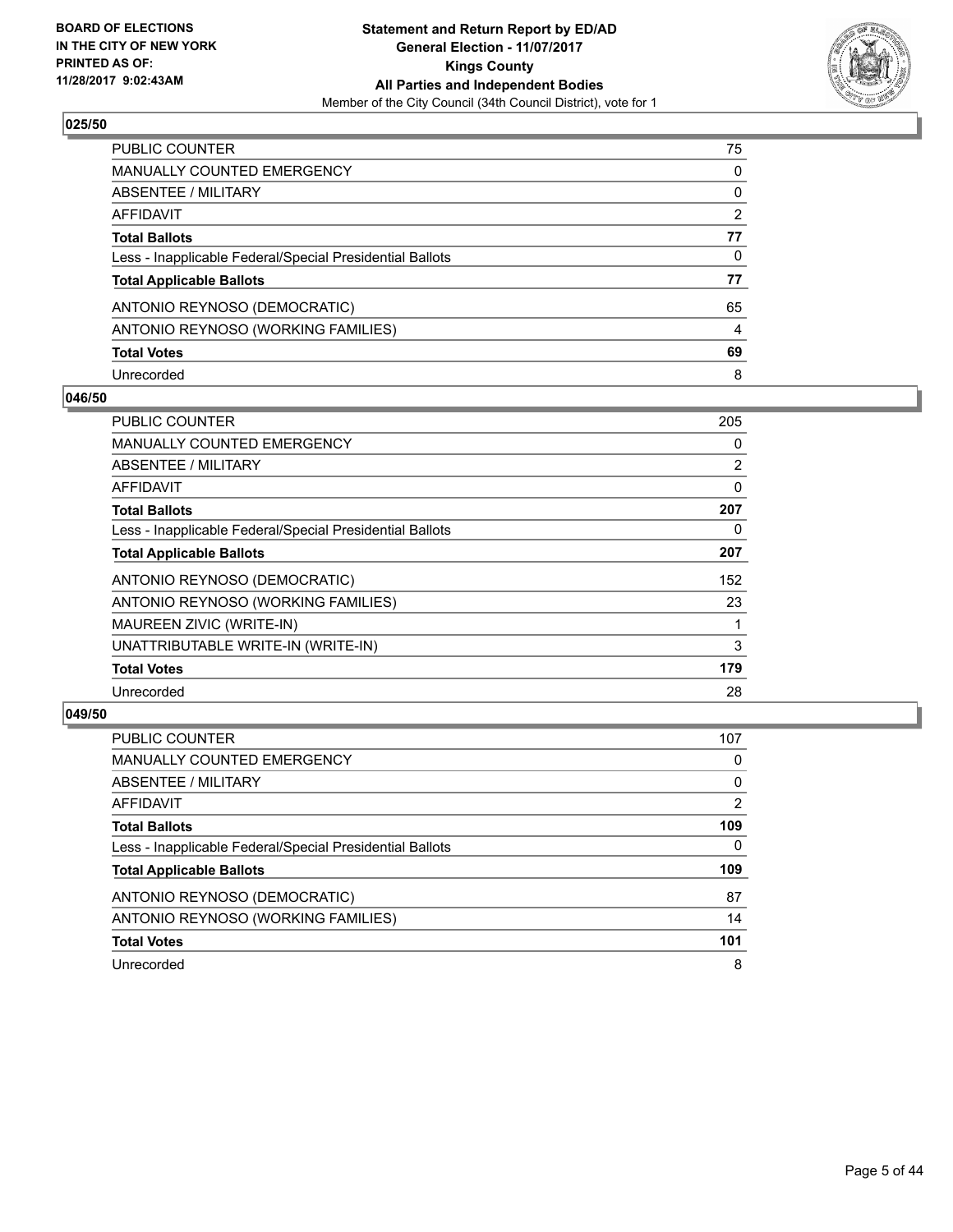### 025/50

| | |
|---|---|
| PUBLIC COUNTER | 75 |
| MANUALLY COUNTED EMERGENCY | 0 |
| ABSENTEE / MILITARY | 0 |
| AFFIDAVIT | 2 |
| **Total Ballots** | **77** |
| Less - Inapplicable Federal/Special Presidential Ballots | 0 |
| **Total Applicable Ballots** | **77** |
| ANTONIO REYNOSO (DEMOCRATIC) | 65 |
| ANTONIO REYNOSO (WORKING FAMILIES) | 4 |
| **Total Votes** | **69** |
| Unrecorded | 8 |

### 046/50

| | |
|---|---|
| PUBLIC COUNTER | 205 |
| MANUALLY COUNTED EMERGENCY | 0 |
| ABSENTEE / MILITARY | 2 |
| AFFIDAVIT | 0 |
| **Total Ballots** | **207** |
| Less - Inapplicable Federal/Special Presidential Ballots | 0 |
| **Total Applicable Ballots** | **207** |
| ANTONIO REYNOSO (DEMOCRATIC) | 152 |
| ANTONIO REYNOSO (WORKING FAMILIES) | 23 |
| MAUREEN ZIVIC (WRITE-IN) | 1 |
| UNATTRIBUTABLE WRITE-IN (WRITE-IN) | 3 |
| **Total Votes** | **179** |
| Unrecorded | 28 |

### 049/50

| | |
|---|---|
| PUBLIC COUNTER | 107 |
| MANUALLY COUNTED EMERGENCY | 0 |
| ABSENTEE / MILITARY | 0 |
| AFFIDAVIT | 2 |
| **Total Ballots** | **109** |
| Less - Inapplicable Federal/Special Presidential Ballots | 0 |
| **Total Applicable Ballots** | **109** |
| ANTONIO REYNOSO (DEMOCRATIC) | 87 |
| ANTONIO REYNOSO (WORKING FAMILIES) | 14 |
| **Total Votes** | **101** |
| Unrecorded | 8 |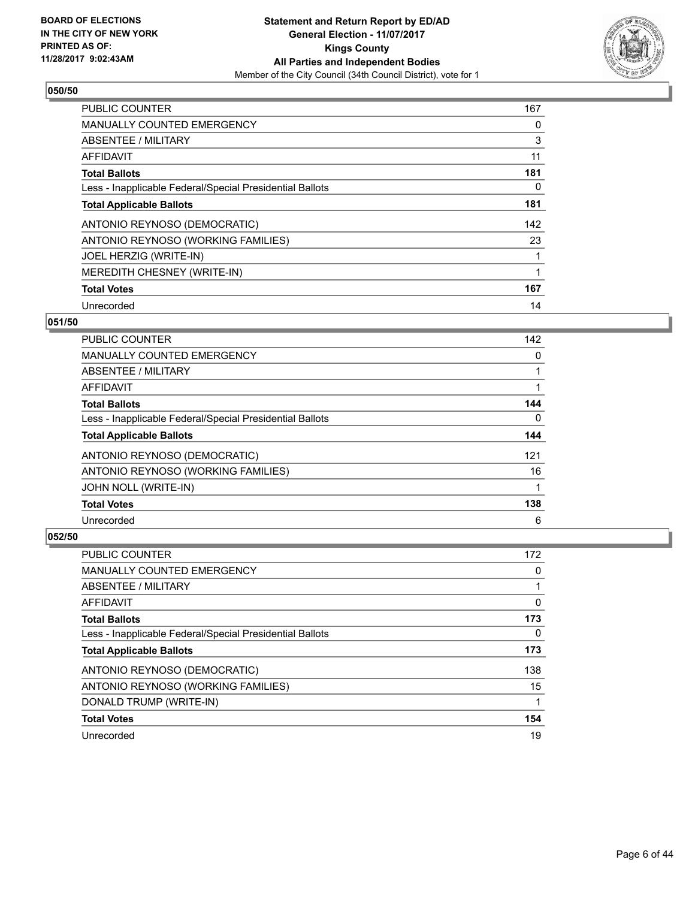BOARD OF ELECTIONS
IN THE CITY OF NEW YORK
PRINTED AS OF:
11/28/2017 9:02:43AM

**Statement and Return Report by ED/AD**
**General Election - 11/07/2017**
**Kings County**
**All Parties and Independent Bodies**
Member of the City Council (34th Council District), vote for 1

### 050/50

| | |
|---|---|
| PUBLIC COUNTER | 167 |
| MANUALLY COUNTED EMERGENCY | 0 |
| ABSENTEE / MILITARY | 3 |
| AFFIDAVIT | 11 |
| **Total Ballots** | **181** |
| Less - Inapplicable Federal/Special Presidential Ballots | 0 |
| **Total Applicable Ballots** | **181** |
| ANTONIO REYNOSO (DEMOCRATIC) | 142 |
| ANTONIO REYNOSO (WORKING FAMILIES) | 23 |
| JOEL HERZIG (WRITE-IN) | 1 |
| MEREDITH CHESNEY (WRITE-IN) | 1 |
| **Total Votes** | **167** |
| Unrecorded | 14 |

### 051/50

| | |
|---|---|
| PUBLIC COUNTER | 142 |
| MANUALLY COUNTED EMERGENCY | 0 |
| ABSENTEE / MILITARY | 1 |
| AFFIDAVIT | 1 |
| **Total Ballots** | **144** |
| Less - Inapplicable Federal/Special Presidential Ballots | 0 |
| **Total Applicable Ballots** | **144** |
| ANTONIO REYNOSO (DEMOCRATIC) | 121 |
| ANTONIO REYNOSO (WORKING FAMILIES) | 16 |
| JOHN NOLL (WRITE-IN) | 1 |
| **Total Votes** | **138** |
| Unrecorded | 6 |

### 052/50

| | |
|---|---|
| PUBLIC COUNTER | 172 |
| MANUALLY COUNTED EMERGENCY | 0 |
| ABSENTEE / MILITARY | 1 |
| AFFIDAVIT | 0 |
| **Total Ballots** | **173** |
| Less - Inapplicable Federal/Special Presidential Ballots | 0 |
| **Total Applicable Ballots** | **173** |
| ANTONIO REYNOSO (DEMOCRATIC) | 138 |
| ANTONIO REYNOSO (WORKING FAMILIES) | 15 |
| DONALD TRUMP (WRITE-IN) | 1 |
| **Total Votes** | **154** |
| Unrecorded | 19 |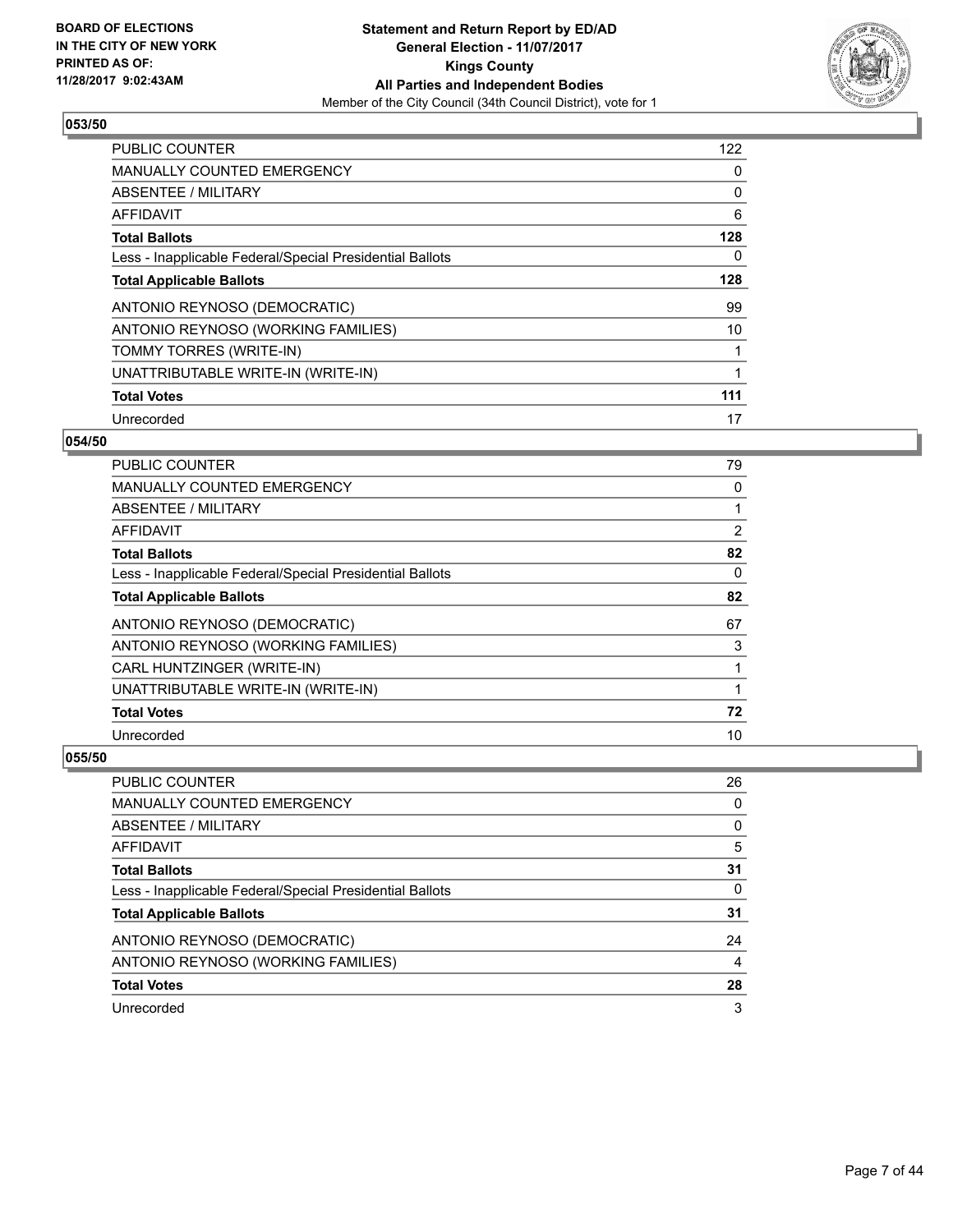### 053/50

| | |
|---|---|
| PUBLIC COUNTER | 122 |
| MANUALLY COUNTED EMERGENCY | 0 |
| ABSENTEE / MILITARY | 0 |
| AFFIDAVIT | 6 |
| **Total Ballots** | **128** |
| Less - Inapplicable Federal/Special Presidential Ballots | 0 |
| **Total Applicable Ballots** | **128** |
| ANTONIO REYNOSO (DEMOCRATIC) | 99 |
| ANTONIO REYNOSO (WORKING FAMILIES) | 10 |
| TOMMY TORRES (WRITE-IN) | 1 |
| UNATTRIBUTABLE WRITE-IN (WRITE-IN) | 1 |
| **Total Votes** | **111** |
| Unrecorded | 17 |

### 054/50

| | |
|---|---|
| PUBLIC COUNTER | 79 |
| MANUALLY COUNTED EMERGENCY | 0 |
| ABSENTEE / MILITARY | 1 |
| AFFIDAVIT | 2 |
| **Total Ballots** | **82** |
| Less - Inapplicable Federal/Special Presidential Ballots | 0 |
| **Total Applicable Ballots** | **82** |
| ANTONIO REYNOSO (DEMOCRATIC) | 67 |
| ANTONIO REYNOSO (WORKING FAMILIES) | 3 |
| CARL HUNTZINGER (WRITE-IN) | 1 |
| UNATTRIBUTABLE WRITE-IN (WRITE-IN) | 1 |
| **Total Votes** | **72** |
| Unrecorded | 10 |

### 055/50

| | |
|---|---|
| PUBLIC COUNTER | 26 |
| MANUALLY COUNTED EMERGENCY | 0 |
| ABSENTEE / MILITARY | 0 |
| AFFIDAVIT | 5 |
| **Total Ballots** | **31** |
| Less - Inapplicable Federal/Special Presidential Ballots | 0 |
| **Total Applicable Ballots** | **31** |
| ANTONIO REYNOSO (DEMOCRATIC) | 24 |
| ANTONIO REYNOSO (WORKING FAMILIES) | 4 |
| **Total Votes** | **28** |
| Unrecorded | 3 |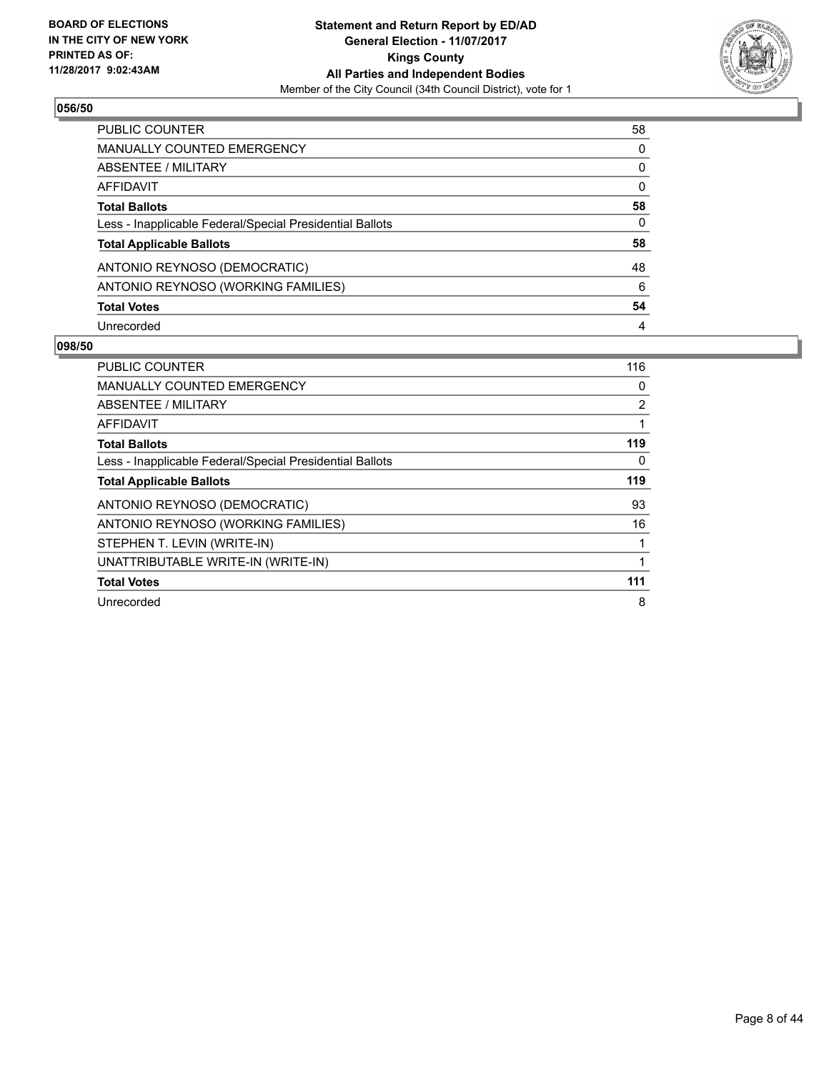### 056/50

| | |
|---|---|
| PUBLIC COUNTER | 58 |
| MANUALLY COUNTED EMERGENCY | 0 |
| ABSENTEE / MILITARY | 0 |
| AFFIDAVIT | 0 |
| **Total Ballots** | **58** |
| Less - Inapplicable Federal/Special Presidential Ballots | 0 |
| **Total Applicable Ballots** | **58** |
| ANTONIO REYNOSO (DEMOCRATIC) | 48 |
| ANTONIO REYNOSO (WORKING FAMILIES) | 6 |
| **Total Votes** | **54** |
| Unrecorded | 4 |

### 098/50

| | |
|---|---|
| PUBLIC COUNTER | 116 |
| MANUALLY COUNTED EMERGENCY | 0 |
| ABSENTEE / MILITARY | 2 |
| AFFIDAVIT | 1 |
| **Total Ballots** | **119** |
| Less - Inapplicable Federal/Special Presidential Ballots | 0 |
| **Total Applicable Ballots** | **119** |
| ANTONIO REYNOSO (DEMOCRATIC) | 93 |
| ANTONIO REYNOSO (WORKING FAMILIES) | 16 |
| STEPHEN T. LEVIN (WRITE-IN) | 1 |
| UNATTRIBUTABLE WRITE-IN (WRITE-IN) | 1 |
| **Total Votes** | **111** |
| Unrecorded | 8 |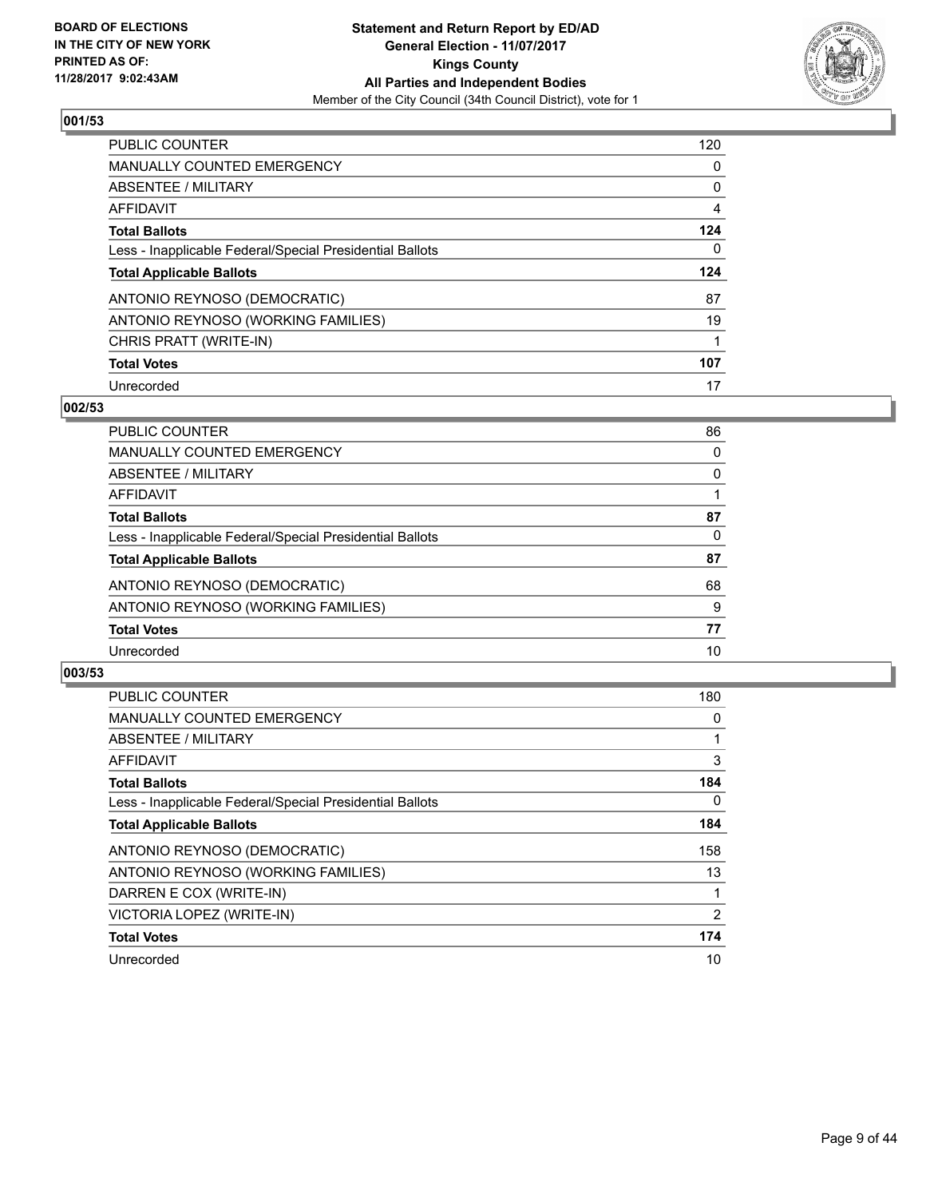**BOARD OF ELECTIONS IN THE CITY OF NEW YORK PRINTED AS OF: 11/28/2017 9:02:43AM**

**Statement and Return Report by ED/AD General Election - 11/07/2017 Kings County All Parties and Independent Bodies**

Member of the City Council (34th Council District), vote for 1

## 001/53

| | |
|---|---|
| PUBLIC COUNTER | 120 |
| MANUALLY COUNTED EMERGENCY | 0 |
| ABSENTEE / MILITARY | 0 |
| AFFIDAVIT | 4 |
| **Total Ballots** | **124** |
| Less - Inapplicable Federal/Special Presidential Ballots | 0 |
| **Total Applicable Ballots** | **124** |
| ANTONIO REYNOSO (DEMOCRATIC) | 87 |
| ANTONIO REYNOSO (WORKING FAMILIES) | 19 |
| CHRIS PRATT (WRITE-IN) | 1 |
| **Total Votes** | **107** |
| Unrecorded | 17 |

## 002/53

| | |
|---|---|
| PUBLIC COUNTER | 86 |
| MANUALLY COUNTED EMERGENCY | 0 |
| ABSENTEE / MILITARY | 0 |
| AFFIDAVIT | 1 |
| **Total Ballots** | **87** |
| Less - Inapplicable Federal/Special Presidential Ballots | 0 |
| **Total Applicable Ballots** | **87** |
| ANTONIO REYNOSO (DEMOCRATIC) | 68 |
| ANTONIO REYNOSO (WORKING FAMILIES) | 9 |
| **Total Votes** | **77** |
| Unrecorded | 10 |

## 003/53

| | |
|---|---|
| PUBLIC COUNTER | 180 |
| MANUALLY COUNTED EMERGENCY | 0 |
| ABSENTEE / MILITARY | 1 |
| AFFIDAVIT | 3 |
| **Total Ballots** | **184** |
| Less - Inapplicable Federal/Special Presidential Ballots | 0 |
| **Total Applicable Ballots** | **184** |
| ANTONIO REYNOSO (DEMOCRATIC) | 158 |
| ANTONIO REYNOSO (WORKING FAMILIES) | 13 |
| DARREN E COX (WRITE-IN) | 1 |
| VICTORIA LOPEZ (WRITE-IN) | 2 |
| **Total Votes** | **174** |
| Unrecorded | 10 |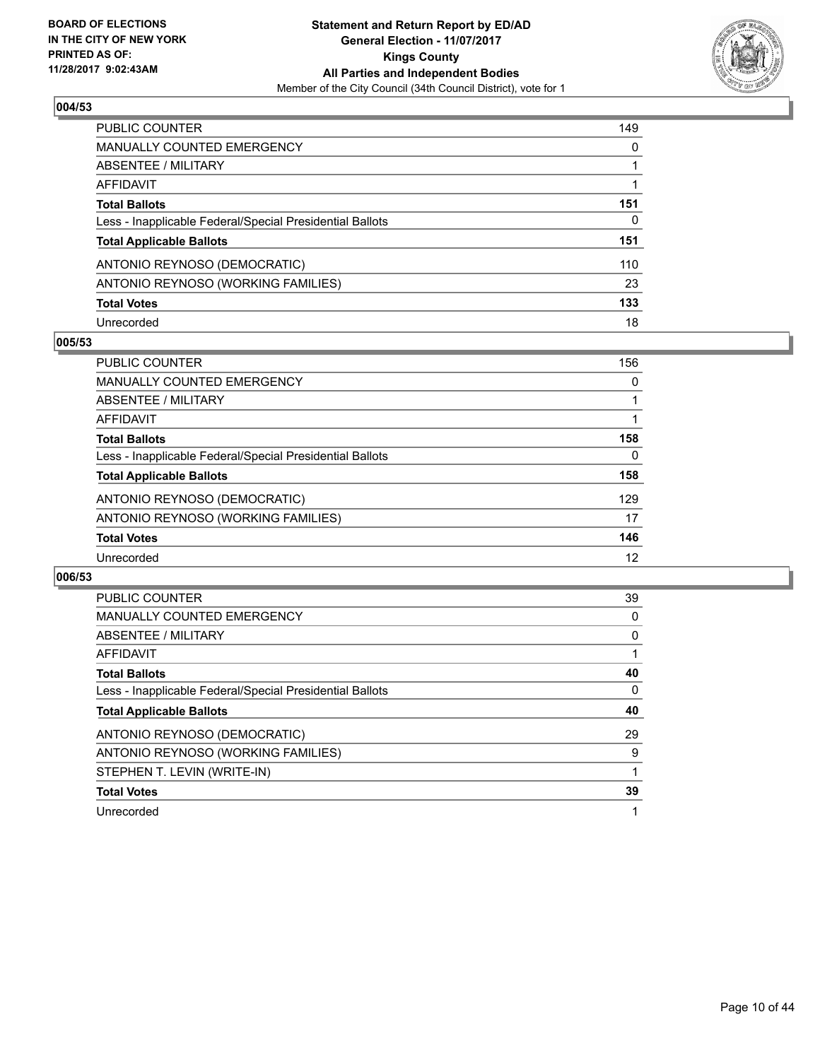**BOARD OF ELECTIONS IN THE CITY OF NEW YORK PRINTED AS OF: 11/28/2017 9:02:43AM**

**Statement and Return Report by ED/AD**
**General Election - 11/07/2017**
**Kings County**
**All Parties and Independent Bodies**
Member of the City Council (34th Council District), vote for 1

### 004/53

| | |
|---|---|
| PUBLIC COUNTER | 149 |
| MANUALLY COUNTED EMERGENCY | 0 |
| ABSENTEE / MILITARY | 1 |
| AFFIDAVIT | 1 |
| **Total Ballots** | **151** |
| Less - Inapplicable Federal/Special Presidential Ballots | 0 |
| **Total Applicable Ballots** | **151** |
| ANTONIO REYNOSO (DEMOCRATIC) | 110 |
| ANTONIO REYNOSO (WORKING FAMILIES) | 23 |
| **Total Votes** | **133** |
| Unrecorded | 18 |

### 005/53

| | |
|---|---|
| PUBLIC COUNTER | 156 |
| MANUALLY COUNTED EMERGENCY | 0 |
| ABSENTEE / MILITARY | 1 |
| AFFIDAVIT | 1 |
| **Total Ballots** | **158** |
| Less - Inapplicable Federal/Special Presidential Ballots | 0 |
| **Total Applicable Ballots** | **158** |
| ANTONIO REYNOSO (DEMOCRATIC) | 129 |
| ANTONIO REYNOSO (WORKING FAMILIES) | 17 |
| **Total Votes** | **146** |
| Unrecorded | 12 |

### 006/53

| | |
|---|---|
| PUBLIC COUNTER | 39 |
| MANUALLY COUNTED EMERGENCY | 0 |
| ABSENTEE / MILITARY | 0 |
| AFFIDAVIT | 1 |
| **Total Ballots** | **40** |
| Less - Inapplicable Federal/Special Presidential Ballots | 0 |
| **Total Applicable Ballots** | **40** |
| ANTONIO REYNOSO (DEMOCRATIC) | 29 |
| ANTONIO REYNOSO (WORKING FAMILIES) | 9 |
| STEPHEN T. LEVIN (WRITE-IN) | 1 |
| **Total Votes** | **39** |
| Unrecorded | 1 |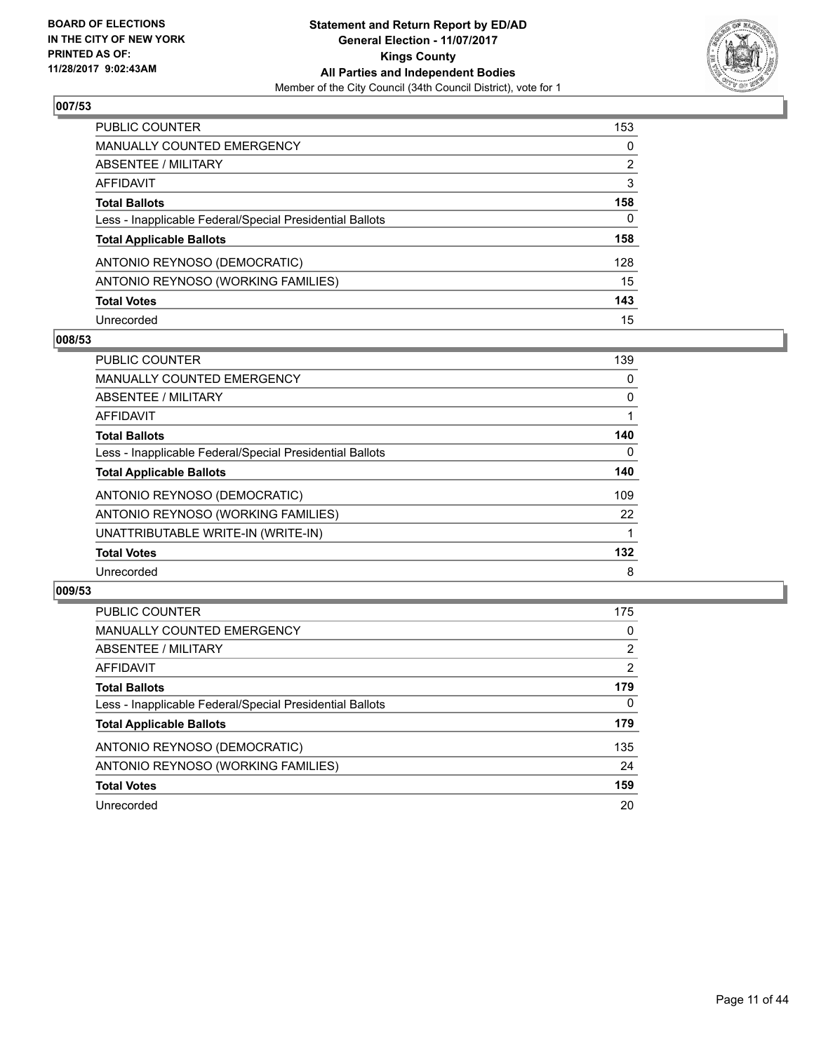**BOARD OF ELECTIONS IN THE CITY OF NEW YORK PRINTED AS OF: 11/28/2017 9:02:43AM**

**Statement and Return Report by ED/AD General Election - 11/07/2017 Kings County All Parties and Independent Bodies**
Member of the City Council (34th Council District), vote for 1

## 007/53

| | |
|---|---|
| PUBLIC COUNTER | 153 |
| MANUALLY COUNTED EMERGENCY | 0 |
| ABSENTEE / MILITARY | 2 |
| AFFIDAVIT | 3 |
| **Total Ballots** | **158** |
| Less - Inapplicable Federal/Special Presidential Ballots | 0 |
| **Total Applicable Ballots** | **158** |
| ANTONIO REYNOSO (DEMOCRATIC) | 128 |
| ANTONIO REYNOSO (WORKING FAMILIES) | 15 |
| **Total Votes** | **143** |
| Unrecorded | 15 |

## 008/53

| | |
|---|---|
| PUBLIC COUNTER | 139 |
| MANUALLY COUNTED EMERGENCY | 0 |
| ABSENTEE / MILITARY | 0 |
| AFFIDAVIT | 1 |
| **Total Ballots** | **140** |
| Less - Inapplicable Federal/Special Presidential Ballots | 0 |
| **Total Applicable Ballots** | **140** |
| ANTONIO REYNOSO (DEMOCRATIC) | 109 |
| ANTONIO REYNOSO (WORKING FAMILIES) | 22 |
| UNATTRIBUTABLE WRITE-IN (WRITE-IN) | 1 |
| **Total Votes** | **132** |
| Unrecorded | 8 |

## 009/53

| | |
|---|---|
| PUBLIC COUNTER | 175 |
| MANUALLY COUNTED EMERGENCY | 0 |
| ABSENTEE / MILITARY | 2 |
| AFFIDAVIT | 2 |
| **Total Ballots** | **179** |
| Less - Inapplicable Federal/Special Presidential Ballots | 0 |
| **Total Applicable Ballots** | **179** |
| ANTONIO REYNOSO (DEMOCRATIC) | 135 |
| ANTONIO REYNOSO (WORKING FAMILIES) | 24 |
| **Total Votes** | **159** |
| Unrecorded | 20 |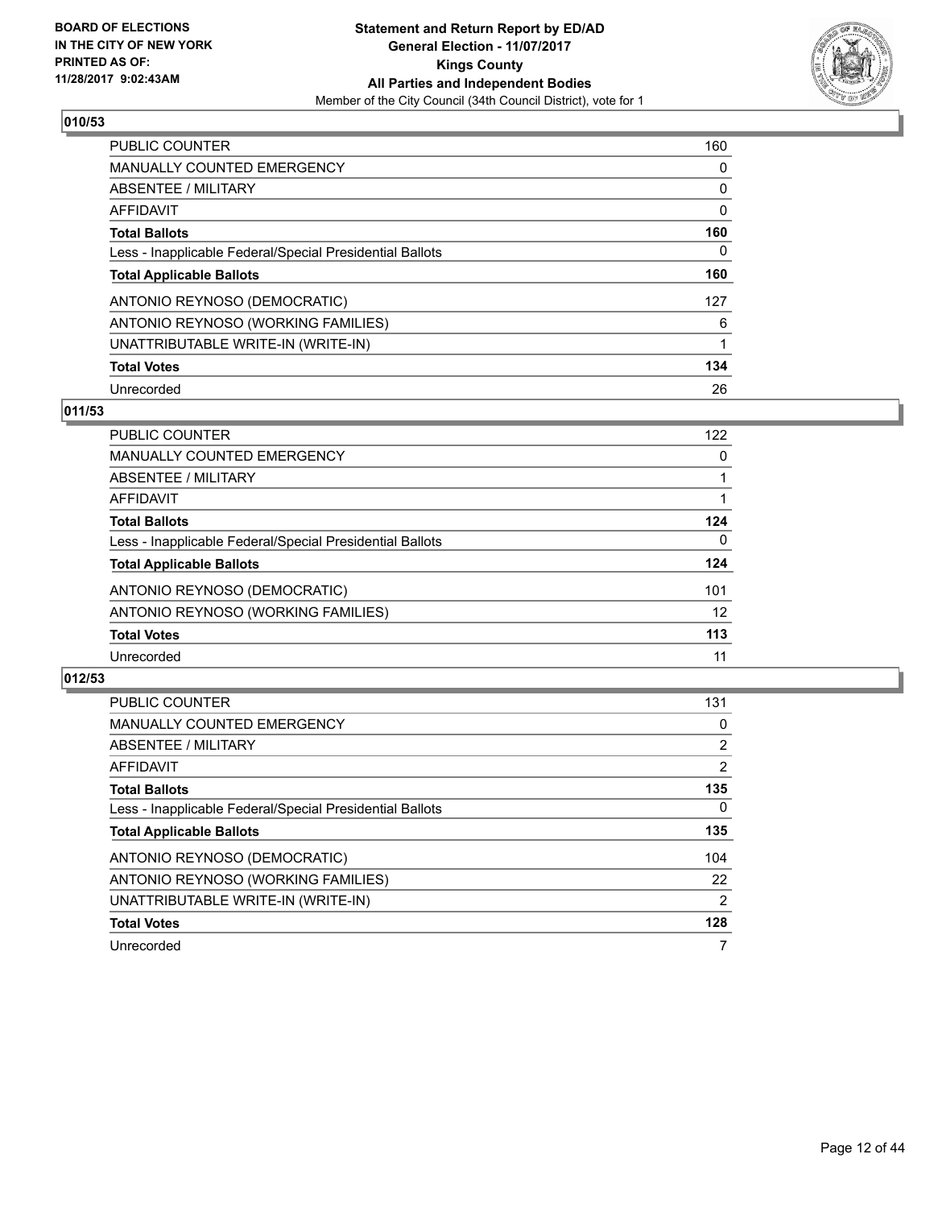**BOARD OF ELECTIONS IN THE CITY OF NEW YORK PRINTED AS OF: 11/28/2017 9:02:43AM**

**Statement and Return Report by ED/AD General Election - 11/07/2017 Kings County All Parties and Independent Bodies**

Member of the City Council (34th Council District), vote for 1

## 010/53

| | |
|---|---|
| PUBLIC COUNTER | 160 |
| MANUALLY COUNTED EMERGENCY | 0 |
| ABSENTEE / MILITARY | 0 |
| AFFIDAVIT | 0 |
| **Total Ballots** | **160** |
| Less - Inapplicable Federal/Special Presidential Ballots | 0 |
| **Total Applicable Ballots** | **160** |
| ANTONIO REYNOSO (DEMOCRATIC) | 127 |
| ANTONIO REYNOSO (WORKING FAMILIES) | 6 |
| UNATTRIBUTABLE WRITE-IN (WRITE-IN) | 1 |
| **Total Votes** | **134** |
| Unrecorded | 26 |

## 011/53

| | |
|---|---|
| PUBLIC COUNTER | 122 |
| MANUALLY COUNTED EMERGENCY | 0 |
| ABSENTEE / MILITARY | 1 |
| AFFIDAVIT | 1 |
| **Total Ballots** | **124** |
| Less - Inapplicable Federal/Special Presidential Ballots | 0 |
| **Total Applicable Ballots** | **124** |
| ANTONIO REYNOSO (DEMOCRATIC) | 101 |
| ANTONIO REYNOSO (WORKING FAMILIES) | 12 |
| **Total Votes** | **113** |
| Unrecorded | 11 |

## 012/53

| | |
|---|---|
| PUBLIC COUNTER | 131 |
| MANUALLY COUNTED EMERGENCY | 0 |
| ABSENTEE / MILITARY | 2 |
| AFFIDAVIT | 2 |
| **Total Ballots** | **135** |
| Less - Inapplicable Federal/Special Presidential Ballots | 0 |
| **Total Applicable Ballots** | **135** |
| ANTONIO REYNOSO (DEMOCRATIC) | 104 |
| ANTONIO REYNOSO (WORKING FAMILIES) | 22 |
| UNATTRIBUTABLE WRITE-IN (WRITE-IN) | 2 |
| **Total Votes** | **128** |
| Unrecorded | 7 |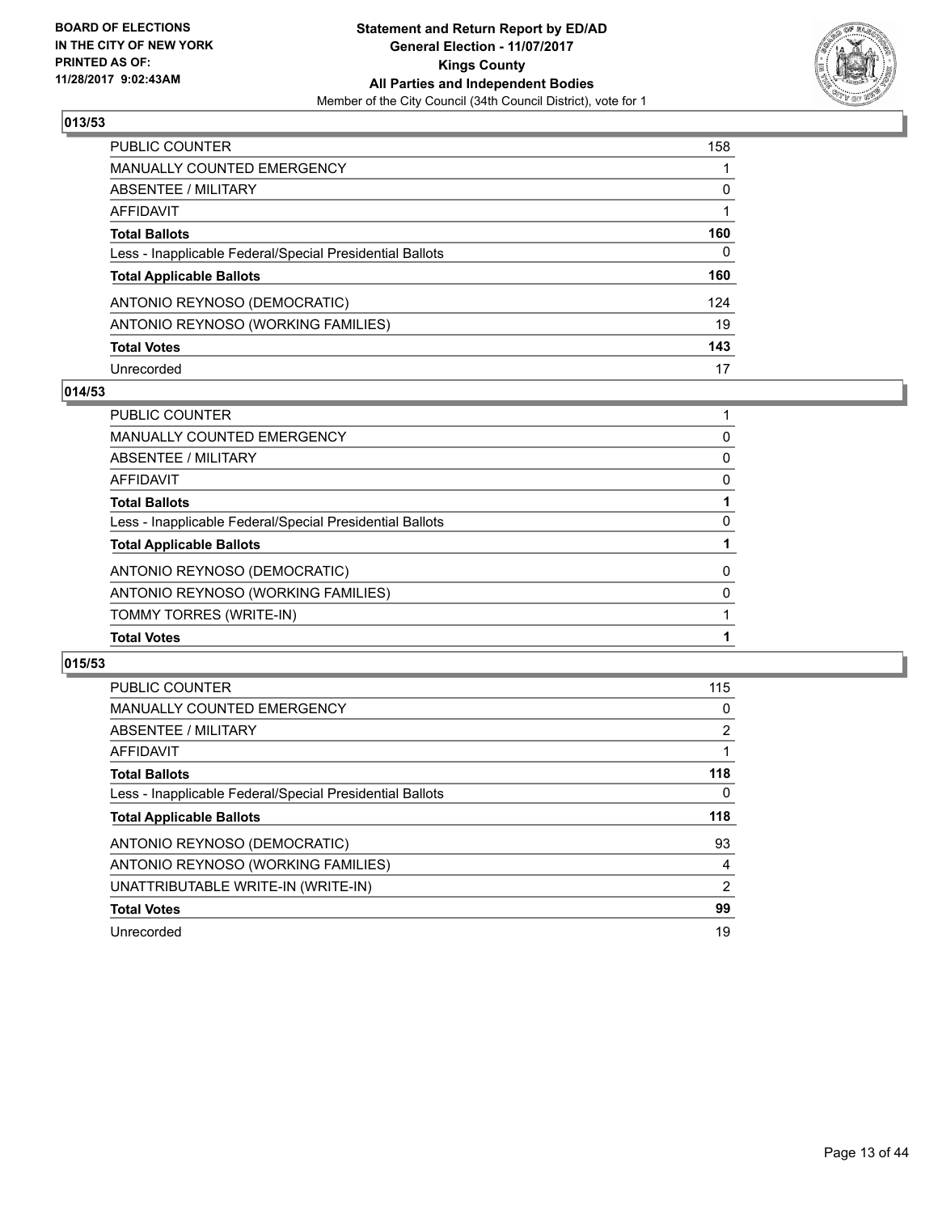## 013/53

| | |
|---|---|
| PUBLIC COUNTER | 158 |
| MANUALLY COUNTED EMERGENCY | 1 |
| ABSENTEE / MILITARY | 0 |
| AFFIDAVIT | 1 |
| **Total Ballots** | **160** |
| Less - Inapplicable Federal/Special Presidential Ballots | 0 |
| **Total Applicable Ballots** | **160** |
| ANTONIO REYNOSO (DEMOCRATIC) | 124 |
| ANTONIO REYNOSO (WORKING FAMILIES) | 19 |
| **Total Votes** | **143** |
| Unrecorded | 17 |

## 014/53

| | |
|---|---|
| PUBLIC COUNTER | 1 |
| MANUALLY COUNTED EMERGENCY | 0 |
| ABSENTEE / MILITARY | 0 |
| AFFIDAVIT | 0 |
| **Total Ballots** | **1** |
| Less - Inapplicable Federal/Special Presidential Ballots | 0 |
| **Total Applicable Ballots** | **1** |
| ANTONIO REYNOSO (DEMOCRATIC) | 0 |
| ANTONIO REYNOSO (WORKING FAMILIES) | 0 |
| TOMMY TORRES (WRITE-IN) | 1 |
| **Total Votes** | **1** |

## 015/53

| | |
|---|---|
| PUBLIC COUNTER | 115 |
| MANUALLY COUNTED EMERGENCY | 0 |
| ABSENTEE / MILITARY | 2 |
| AFFIDAVIT | 1 |
| **Total Ballots** | **118** |
| Less - Inapplicable Federal/Special Presidential Ballots | 0 |
| **Total Applicable Ballots** | **118** |
| ANTONIO REYNOSO (DEMOCRATIC) | 93 |
| ANTONIO REYNOSO (WORKING FAMILIES) | 4 |
| UNATTRIBUTABLE WRITE-IN (WRITE-IN) | 2 |
| **Total Votes** | **99** |
| Unrecorded | 19 |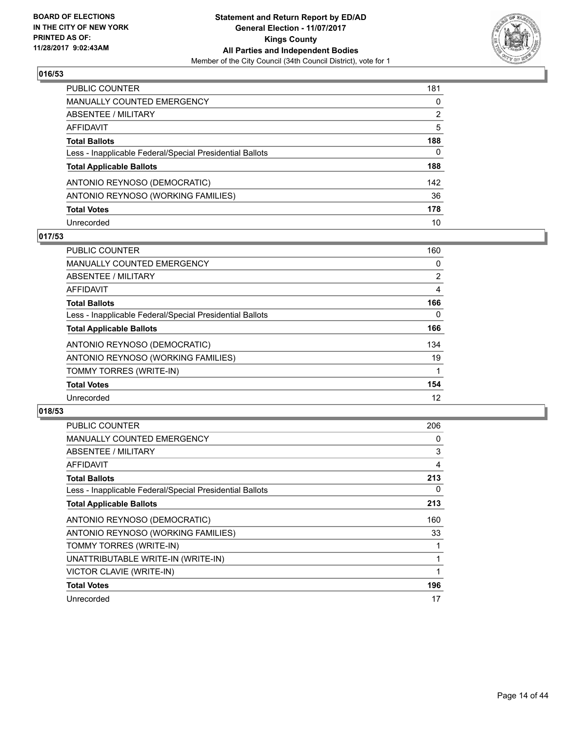**Statement and Return Report by ED/AD**
**General Election - 11/07/2017**
**Kings County**
**All Parties and Independent Bodies**
Member of the City Council (34th Council District), vote for 1

BOARD OF ELECTIONS IN THE CITY OF NEW YORK PRINTED AS OF: 11/28/2017 9:02:43AM

### 016/53

| | |
|---|---|
| PUBLIC COUNTER | 181 |
| MANUALLY COUNTED EMERGENCY | 0 |
| ABSENTEE / MILITARY | 2 |
| AFFIDAVIT | 5 |
| **Total Ballots** | **188** |
| Less - Inapplicable Federal/Special Presidential Ballots | 0 |
| **Total Applicable Ballots** | **188** |
| ANTONIO REYNOSO (DEMOCRATIC) | 142 |
| ANTONIO REYNOSO (WORKING FAMILIES) | 36 |
| **Total Votes** | **178** |
| Unrecorded | 10 |

### 017/53

| | |
|---|---|
| PUBLIC COUNTER | 160 |
| MANUALLY COUNTED EMERGENCY | 0 |
| ABSENTEE / MILITARY | 2 |
| AFFIDAVIT | 4 |
| **Total Ballots** | **166** |
| Less - Inapplicable Federal/Special Presidential Ballots | 0 |
| **Total Applicable Ballots** | **166** |
| ANTONIO REYNOSO (DEMOCRATIC) | 134 |
| ANTONIO REYNOSO (WORKING FAMILIES) | 19 |
| TOMMY TORRES (WRITE-IN) | 1 |
| **Total Votes** | **154** |
| Unrecorded | 12 |

### 018/53

| | |
|---|---|
| PUBLIC COUNTER | 206 |
| MANUALLY COUNTED EMERGENCY | 0 |
| ABSENTEE / MILITARY | 3 |
| AFFIDAVIT | 4 |
| **Total Ballots** | **213** |
| Less - Inapplicable Federal/Special Presidential Ballots | 0 |
| **Total Applicable Ballots** | **213** |
| ANTONIO REYNOSO (DEMOCRATIC) | 160 |
| ANTONIO REYNOSO (WORKING FAMILIES) | 33 |
| TOMMY TORRES (WRITE-IN) | 1 |
| UNATTRIBUTABLE WRITE-IN (WRITE-IN) | 1 |
| VICTOR CLAVIE (WRITE-IN) | 1 |
| **Total Votes** | **196** |
| Unrecorded | 17 |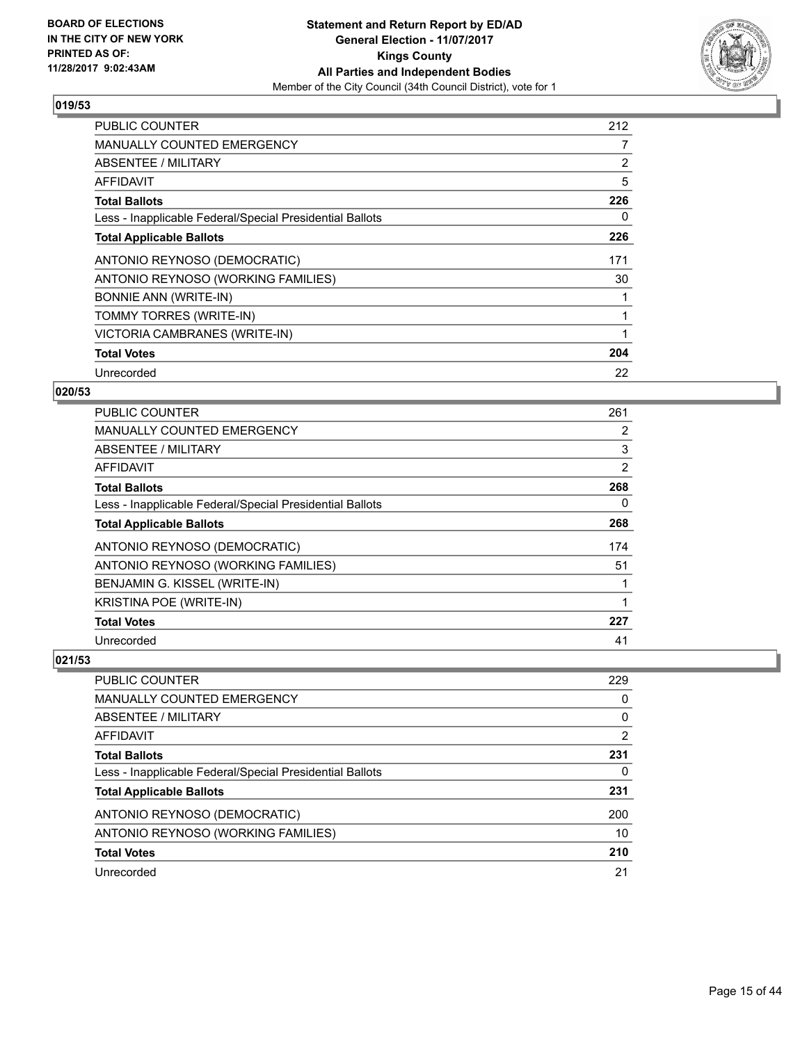**BOARD OF ELECTIONS IN THE CITY OF NEW YORK PRINTED AS OF: 11/28/2017 9:02:43AM**

**Statement and Return Report by ED/AD**
**General Election - 11/07/2017**
**Kings County**
**All Parties and Independent Bodies**
Member of the City Council (34th Council District), vote for 1

## 019/53

| | |
|---|---|
| PUBLIC COUNTER | 212 |
| MANUALLY COUNTED EMERGENCY | 7 |
| ABSENTEE / MILITARY | 2 |
| AFFIDAVIT | 5 |
| **Total Ballots** | **226** |
| Less - Inapplicable Federal/Special Presidential Ballots | 0 |
| **Total Applicable Ballots** | **226** |
| ANTONIO REYNOSO (DEMOCRATIC) | 171 |
| ANTONIO REYNOSO (WORKING FAMILIES) | 30 |
| BONNIE ANN (WRITE-IN) | 1 |
| TOMMY TORRES (WRITE-IN) | 1 |
| VICTORIA CAMBRANES (WRITE-IN) | 1 |
| **Total Votes** | **204** |
| Unrecorded | 22 |

## 020/53

| | |
|---|---|
| PUBLIC COUNTER | 261 |
| MANUALLY COUNTED EMERGENCY | 2 |
| ABSENTEE / MILITARY | 3 |
| AFFIDAVIT | 2 |
| **Total Ballots** | **268** |
| Less - Inapplicable Federal/Special Presidential Ballots | 0 |
| **Total Applicable Ballots** | **268** |
| ANTONIO REYNOSO (DEMOCRATIC) | 174 |
| ANTONIO REYNOSO (WORKING FAMILIES) | 51 |
| BENJAMIN G. KISSEL (WRITE-IN) | 1 |
| KRISTINA POE (WRITE-IN) | 1 |
| **Total Votes** | **227** |
| Unrecorded | 41 |

## 021/53

| | |
|---|---|
| PUBLIC COUNTER | 229 |
| MANUALLY COUNTED EMERGENCY | 0 |
| ABSENTEE / MILITARY | 0 |
| AFFIDAVIT | 2 |
| **Total Ballots** | **231** |
| Less - Inapplicable Federal/Special Presidential Ballots | 0 |
| **Total Applicable Ballots** | **231** |
| ANTONIO REYNOSO (DEMOCRATIC) | 200 |
| ANTONIO REYNOSO (WORKING FAMILIES) | 10 |
| **Total Votes** | **210** |
| Unrecorded | 21 |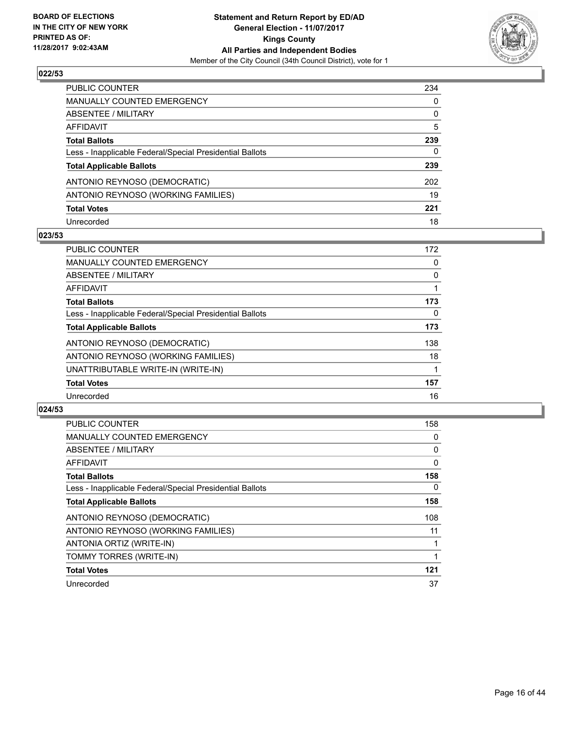**BOARD OF ELECTIONS IN THE CITY OF NEW YORK PRINTED AS OF: 11/28/2017 9:02:43AM**

**Statement and Return Report by ED/AD General Election - 11/07/2017 Kings County All Parties and Independent Bodies**
Member of the City Council (34th Council District), vote for 1

## 022/53

| | |
|---|---|
| PUBLIC COUNTER | 234 |
| MANUALLY COUNTED EMERGENCY | 0 |
| ABSENTEE / MILITARY | 0 |
| AFFIDAVIT | 5 |
| **Total Ballots** | **239** |
| Less - Inapplicable Federal/Special Presidential Ballots | 0 |
| **Total Applicable Ballots** | **239** |
| ANTONIO REYNOSO (DEMOCRATIC) | 202 |
| ANTONIO REYNOSO (WORKING FAMILIES) | 19 |
| **Total Votes** | **221** |
| Unrecorded | 18 |

## 023/53

| | |
|---|---|
| PUBLIC COUNTER | 172 |
| MANUALLY COUNTED EMERGENCY | 0 |
| ABSENTEE / MILITARY | 0 |
| AFFIDAVIT | 1 |
| **Total Ballots** | **173** |
| Less - Inapplicable Federal/Special Presidential Ballots | 0 |
| **Total Applicable Ballots** | **173** |
| ANTONIO REYNOSO (DEMOCRATIC) | 138 |
| ANTONIO REYNOSO (WORKING FAMILIES) | 18 |
| UNATTRIBUTABLE WRITE-IN (WRITE-IN) | 1 |
| **Total Votes** | **157** |
| Unrecorded | 16 |

## 024/53

| | |
|---|---|
| PUBLIC COUNTER | 158 |
| MANUALLY COUNTED EMERGENCY | 0 |
| ABSENTEE / MILITARY | 0 |
| AFFIDAVIT | 0 |
| **Total Ballots** | **158** |
| Less - Inapplicable Federal/Special Presidential Ballots | 0 |
| **Total Applicable Ballots** | **158** |
| ANTONIO REYNOSO (DEMOCRATIC) | 108 |
| ANTONIO REYNOSO (WORKING FAMILIES) | 11 |
| ANTONIA ORTIZ (WRITE-IN) | 1 |
| TOMMY TORRES (WRITE-IN) | 1 |
| **Total Votes** | **121** |
| Unrecorded | 37 |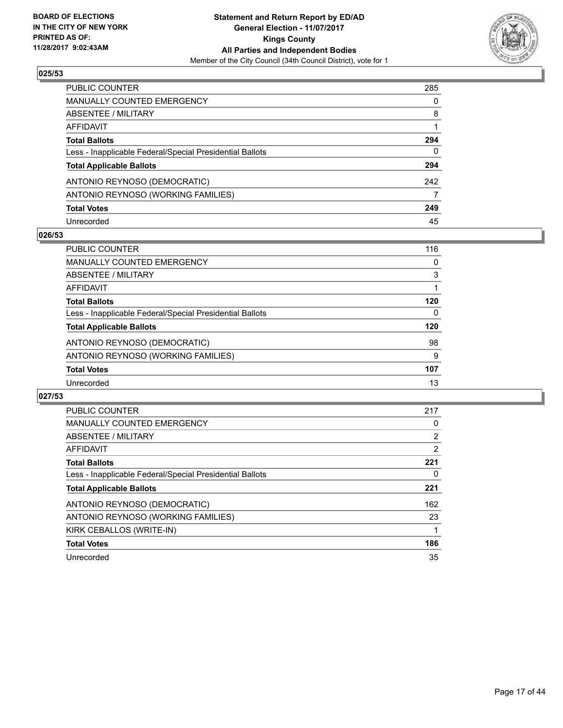## 025/53

| | |
|---|---|
| PUBLIC COUNTER | 285 |
| MANUALLY COUNTED EMERGENCY | 0 |
| ABSENTEE / MILITARY | 8 |
| AFFIDAVIT | 1 |
| **Total Ballots** | **294** |
| Less - Inapplicable Federal/Special Presidential Ballots | 0 |
| **Total Applicable Ballots** | **294** |
| ANTONIO REYNOSO (DEMOCRATIC) | 242 |
| ANTONIO REYNOSO (WORKING FAMILIES) | 7 |
| **Total Votes** | **249** |
| Unrecorded | 45 |

## 026/53

| | |
|---|---|
| PUBLIC COUNTER | 116 |
| MANUALLY COUNTED EMERGENCY | 0 |
| ABSENTEE / MILITARY | 3 |
| AFFIDAVIT | 1 |
| **Total Ballots** | **120** |
| Less - Inapplicable Federal/Special Presidential Ballots | 0 |
| **Total Applicable Ballots** | **120** |
| ANTONIO REYNOSO (DEMOCRATIC) | 98 |
| ANTONIO REYNOSO (WORKING FAMILIES) | 9 |
| **Total Votes** | **107** |
| Unrecorded | 13 |

## 027/53

| | |
|---|---|
| PUBLIC COUNTER | 217 |
| MANUALLY COUNTED EMERGENCY | 0 |
| ABSENTEE / MILITARY | 2 |
| AFFIDAVIT | 2 |
| **Total Ballots** | **221** |
| Less - Inapplicable Federal/Special Presidential Ballots | 0 |
| **Total Applicable Ballots** | **221** |
| ANTONIO REYNOSO (DEMOCRATIC) | 162 |
| ANTONIO REYNOSO (WORKING FAMILIES) | 23 |
| KIRK CEBALLOS (WRITE-IN) | 1 |
| **Total Votes** | **186** |
| Unrecorded | 35 |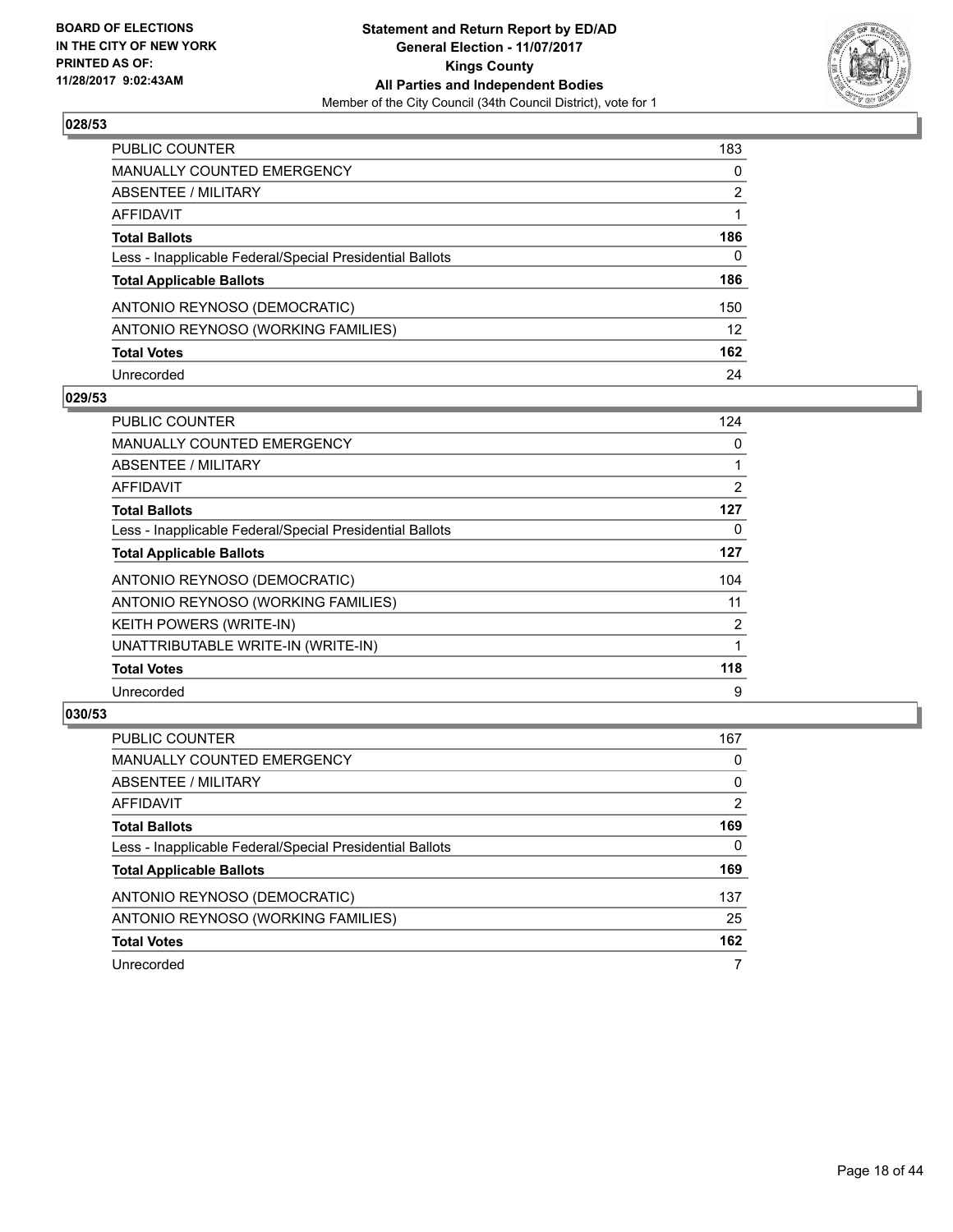BOARD OF ELECTIONS
IN THE CITY OF NEW YORK
PRINTED AS OF:
11/28/2017 9:02:43AM

**Statement and Return Report by ED/AD**
**General Election - 11/07/2017**
**Kings County**
**All Parties and Independent Bodies**
Member of the City Council (34th Council District), vote for 1

### 028/53

| | |
|---|---|
| PUBLIC COUNTER | 183 |
| MANUALLY COUNTED EMERGENCY | 0 |
| ABSENTEE / MILITARY | 2 |
| AFFIDAVIT | 1 |
| **Total Ballots** | **186** |
| Less - Inapplicable Federal/Special Presidential Ballots | 0 |
| **Total Applicable Ballots** | **186** |
| ANTONIO REYNOSO (DEMOCRATIC) | 150 |
| ANTONIO REYNOSO (WORKING FAMILIES) | 12 |
| **Total Votes** | **162** |
| Unrecorded | 24 |

### 029/53

| | |
|---|---|
| PUBLIC COUNTER | 124 |
| MANUALLY COUNTED EMERGENCY | 0 |
| ABSENTEE / MILITARY | 1 |
| AFFIDAVIT | 2 |
| **Total Ballots** | **127** |
| Less - Inapplicable Federal/Special Presidential Ballots | 0 |
| **Total Applicable Ballots** | **127** |
| ANTONIO REYNOSO (DEMOCRATIC) | 104 |
| ANTONIO REYNOSO (WORKING FAMILIES) | 11 |
| KEITH POWERS (WRITE-IN) | 2 |
| UNATTRIBUTABLE WRITE-IN (WRITE-IN) | 1 |
| **Total Votes** | **118** |
| Unrecorded | 9 |

### 030/53

| | |
|---|---|
| PUBLIC COUNTER | 167 |
| MANUALLY COUNTED EMERGENCY | 0 |
| ABSENTEE / MILITARY | 0 |
| AFFIDAVIT | 2 |
| **Total Ballots** | **169** |
| Less - Inapplicable Federal/Special Presidential Ballots | 0 |
| **Total Applicable Ballots** | **169** |
| ANTONIO REYNOSO (DEMOCRATIC) | 137 |
| ANTONIO REYNOSO (WORKING FAMILIES) | 25 |
| **Total Votes** | **162** |
| Unrecorded | 7 |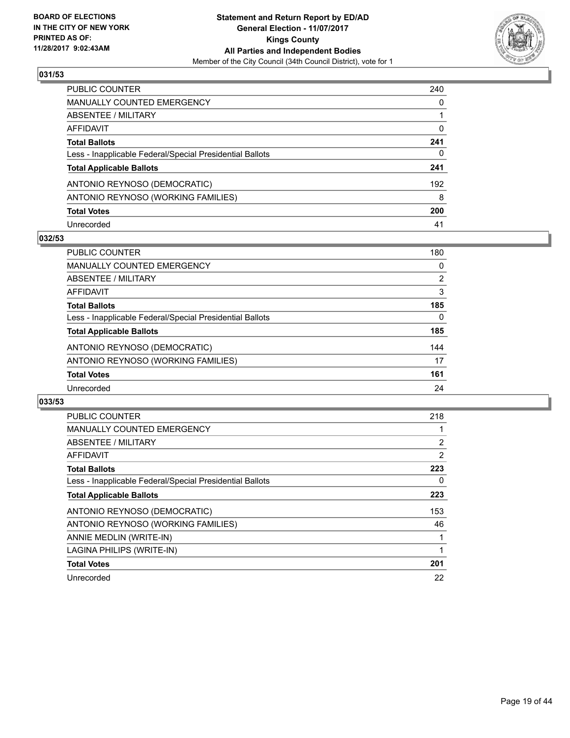## 031/53

| | |
|---|---|
| PUBLIC COUNTER | 240 |
| MANUALLY COUNTED EMERGENCY | 0 |
| ABSENTEE / MILITARY | 1 |
| AFFIDAVIT | 0 |
| **Total Ballots** | **241** |
| Less - Inapplicable Federal/Special Presidential Ballots | 0 |
| **Total Applicable Ballots** | **241** |
| ANTONIO REYNOSO (DEMOCRATIC) | 192 |
| ANTONIO REYNOSO (WORKING FAMILIES) | 8 |
| **Total Votes** | **200** |
| Unrecorded | 41 |

## 032/53

| | |
|---|---|
| PUBLIC COUNTER | 180 |
| MANUALLY COUNTED EMERGENCY | 0 |
| ABSENTEE / MILITARY | 2 |
| AFFIDAVIT | 3 |
| **Total Ballots** | **185** |
| Less - Inapplicable Federal/Special Presidential Ballots | 0 |
| **Total Applicable Ballots** | **185** |
| ANTONIO REYNOSO (DEMOCRATIC) | 144 |
| ANTONIO REYNOSO (WORKING FAMILIES) | 17 |
| **Total Votes** | **161** |
| Unrecorded | 24 |

## 033/53

| | |
|---|---|
| PUBLIC COUNTER | 218 |
| MANUALLY COUNTED EMERGENCY | 1 |
| ABSENTEE / MILITARY | 2 |
| AFFIDAVIT | 2 |
| **Total Ballots** | **223** |
| Less - Inapplicable Federal/Special Presidential Ballots | 0 |
| **Total Applicable Ballots** | **223** |
| ANTONIO REYNOSO (DEMOCRATIC) | 153 |
| ANTONIO REYNOSO (WORKING FAMILIES) | 46 |
| ANNIE MEDLIN (WRITE-IN) | 1 |
| LAGINA PHILIPS (WRITE-IN) | 1 |
| **Total Votes** | **201** |
| Unrecorded | 22 |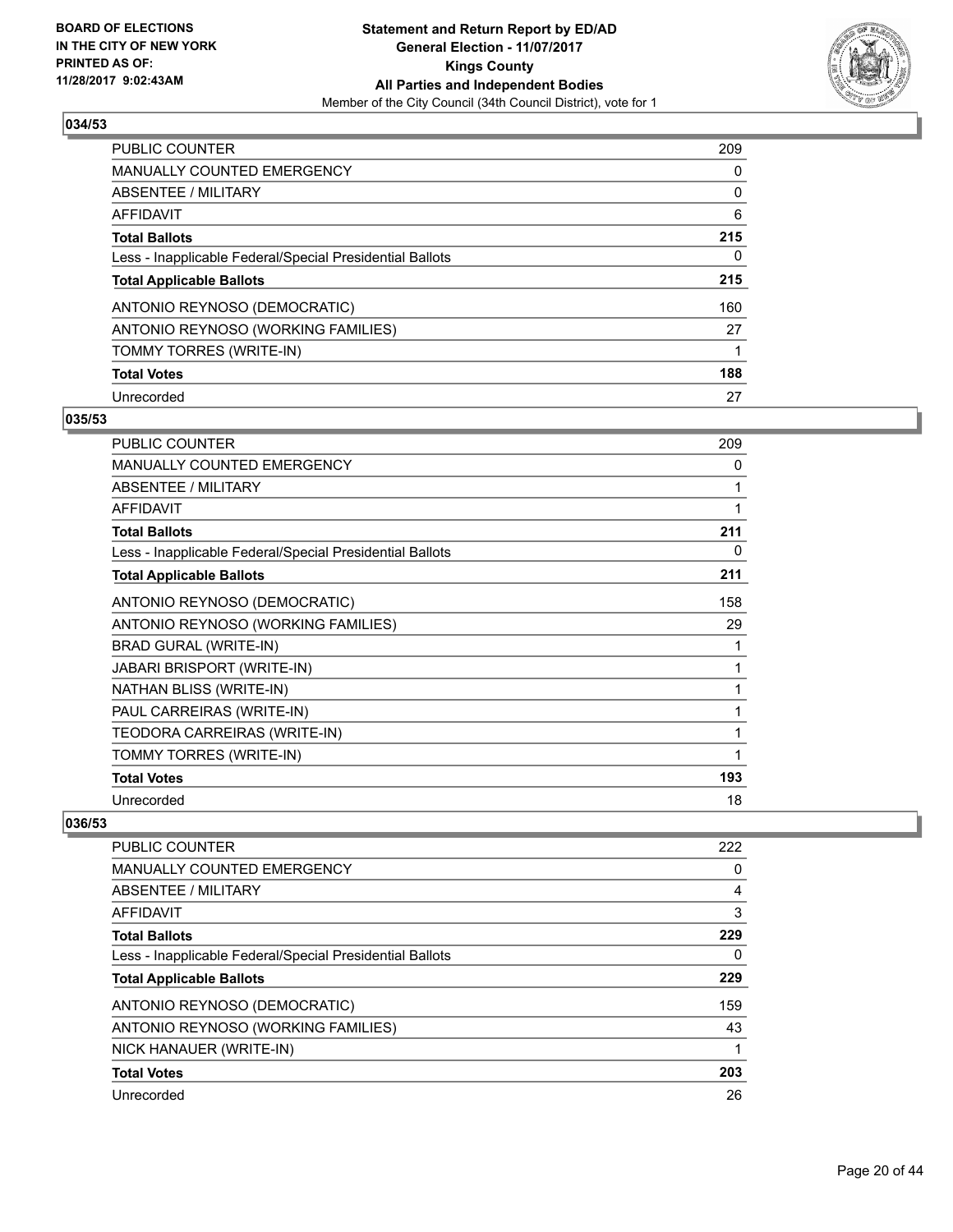**BOARD OF ELECTIONS IN THE CITY OF NEW YORK PRINTED AS OF: 11/28/2017 9:02:43AM**

**Statement and Return Report by ED/AD General Election - 11/07/2017 Kings County All Parties and Independent Bodies**

Member of the City Council (34th Council District), vote for 1

### 034/53

| | |
|---|---|
| PUBLIC COUNTER | 209 |
| MANUALLY COUNTED EMERGENCY | 0 |
| ABSENTEE / MILITARY | 0 |
| AFFIDAVIT | 6 |
| **Total Ballots** | **215** |
| Less - Inapplicable Federal/Special Presidential Ballots | 0 |
| **Total Applicable Ballots** | **215** |
| ANTONIO REYNOSO (DEMOCRATIC) | 160 |
| ANTONIO REYNOSO (WORKING FAMILIES) | 27 |
| TOMMY TORRES (WRITE-IN) | 1 |
| **Total Votes** | **188** |
| Unrecorded | 27 |

### 035/53

| | |
|---|---|
| PUBLIC COUNTER | 209 |
| MANUALLY COUNTED EMERGENCY | 0 |
| ABSENTEE / MILITARY | 1 |
| AFFIDAVIT | 1 |
| **Total Ballots** | **211** |
| Less - Inapplicable Federal/Special Presidential Ballots | 0 |
| **Total Applicable Ballots** | **211** |
| ANTONIO REYNOSO (DEMOCRATIC) | 158 |
| ANTONIO REYNOSO (WORKING FAMILIES) | 29 |
| BRAD GURAL (WRITE-IN) | 1 |
| JABARI BRISPORT (WRITE-IN) | 1 |
| NATHAN BLISS (WRITE-IN) | 1 |
| PAUL CARREIRAS (WRITE-IN) | 1 |
| TEODORA CARREIRAS (WRITE-IN) | 1 |
| TOMMY TORRES (WRITE-IN) | 1 |
| **Total Votes** | **193** |
| Unrecorded | 18 |

### 036/53

| | |
|---|---|
| PUBLIC COUNTER | 222 |
| MANUALLY COUNTED EMERGENCY | 0 |
| ABSENTEE / MILITARY | 4 |
| AFFIDAVIT | 3 |
| **Total Ballots** | **229** |
| Less - Inapplicable Federal/Special Presidential Ballots | 0 |
| **Total Applicable Ballots** | **229** |
| ANTONIO REYNOSO (DEMOCRATIC) | 159 |
| ANTONIO REYNOSO (WORKING FAMILIES) | 43 |
| NICK HANAUER (WRITE-IN) | 1 |
| **Total Votes** | **203** |
| Unrecorded | 26 |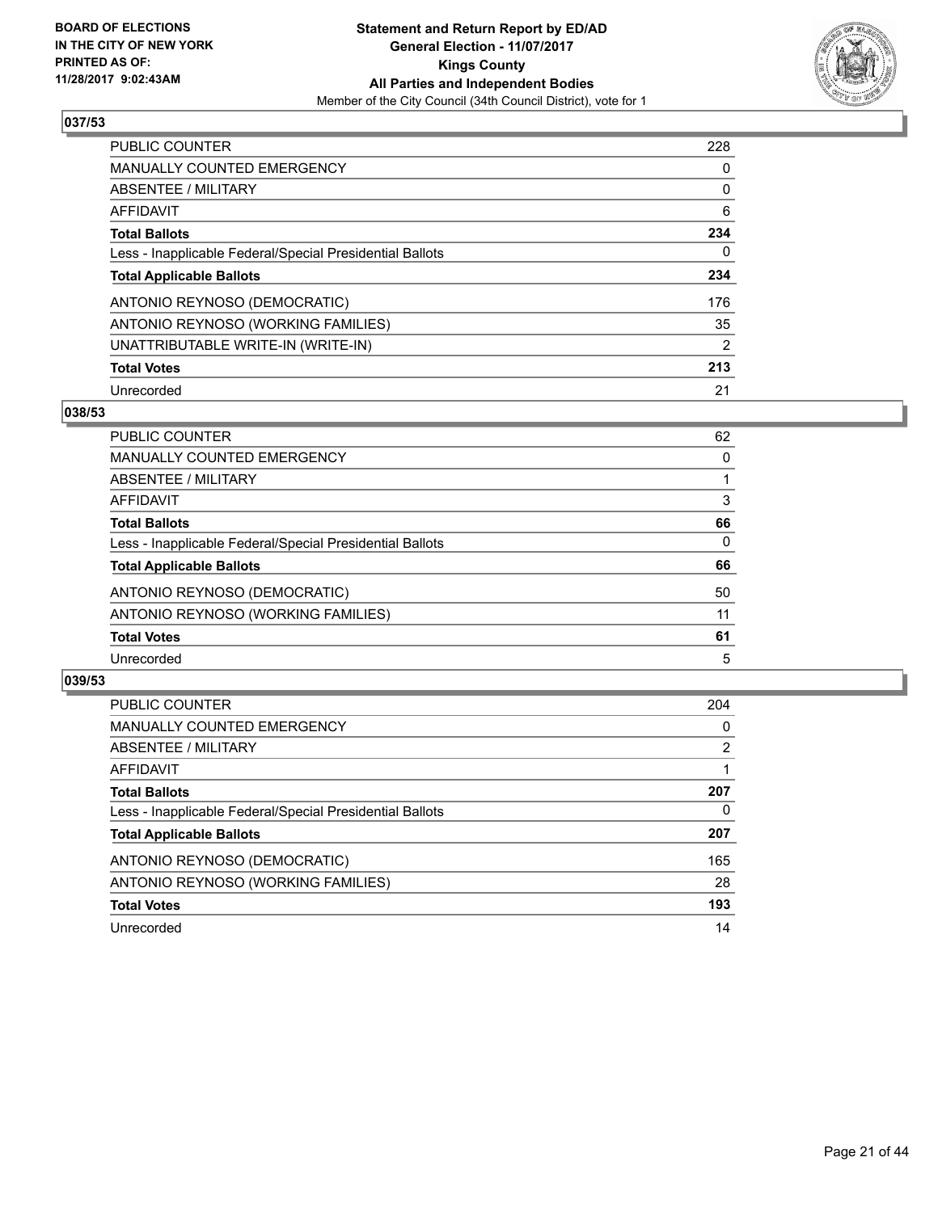BOARD OF ELECTIONS
IN THE CITY OF NEW YORK
PRINTED AS OF:
11/28/2017 9:02:43AM

**Statement and Return Report by ED/AD**
**General Election - 11/07/2017**
**Kings County**
**All Parties and Independent Bodies**
Member of the City Council (34th Council District), vote for 1

### 037/53

| | |
|---|---|
| PUBLIC COUNTER | 228 |
| MANUALLY COUNTED EMERGENCY | 0 |
| ABSENTEE / MILITARY | 0 |
| AFFIDAVIT | 6 |
| **Total Ballots** | **234** |
| Less - Inapplicable Federal/Special Presidential Ballots | 0 |
| **Total Applicable Ballots** | **234** |
| ANTONIO REYNOSO (DEMOCRATIC) | 176 |
| ANTONIO REYNOSO (WORKING FAMILIES) | 35 |
| UNATTRIBUTABLE WRITE-IN (WRITE-IN) | 2 |
| **Total Votes** | **213** |
| Unrecorded | 21 |

### 038/53

| | |
|---|---|
| PUBLIC COUNTER | 62 |
| MANUALLY COUNTED EMERGENCY | 0 |
| ABSENTEE / MILITARY | 1 |
| AFFIDAVIT | 3 |
| **Total Ballots** | **66** |
| Less - Inapplicable Federal/Special Presidential Ballots | 0 |
| **Total Applicable Ballots** | **66** |
| ANTONIO REYNOSO (DEMOCRATIC) | 50 |
| ANTONIO REYNOSO (WORKING FAMILIES) | 11 |
| **Total Votes** | **61** |
| Unrecorded | 5 |

### 039/53

| | |
|---|---|
| PUBLIC COUNTER | 204 |
| MANUALLY COUNTED EMERGENCY | 0 |
| ABSENTEE / MILITARY | 2 |
| AFFIDAVIT | 1 |
| **Total Ballots** | **207** |
| Less - Inapplicable Federal/Special Presidential Ballots | 0 |
| **Total Applicable Ballots** | **207** |
| ANTONIO REYNOSO (DEMOCRATIC) | 165 |
| ANTONIO REYNOSO (WORKING FAMILIES) | 28 |
| **Total Votes** | **193** |
| Unrecorded | 14 |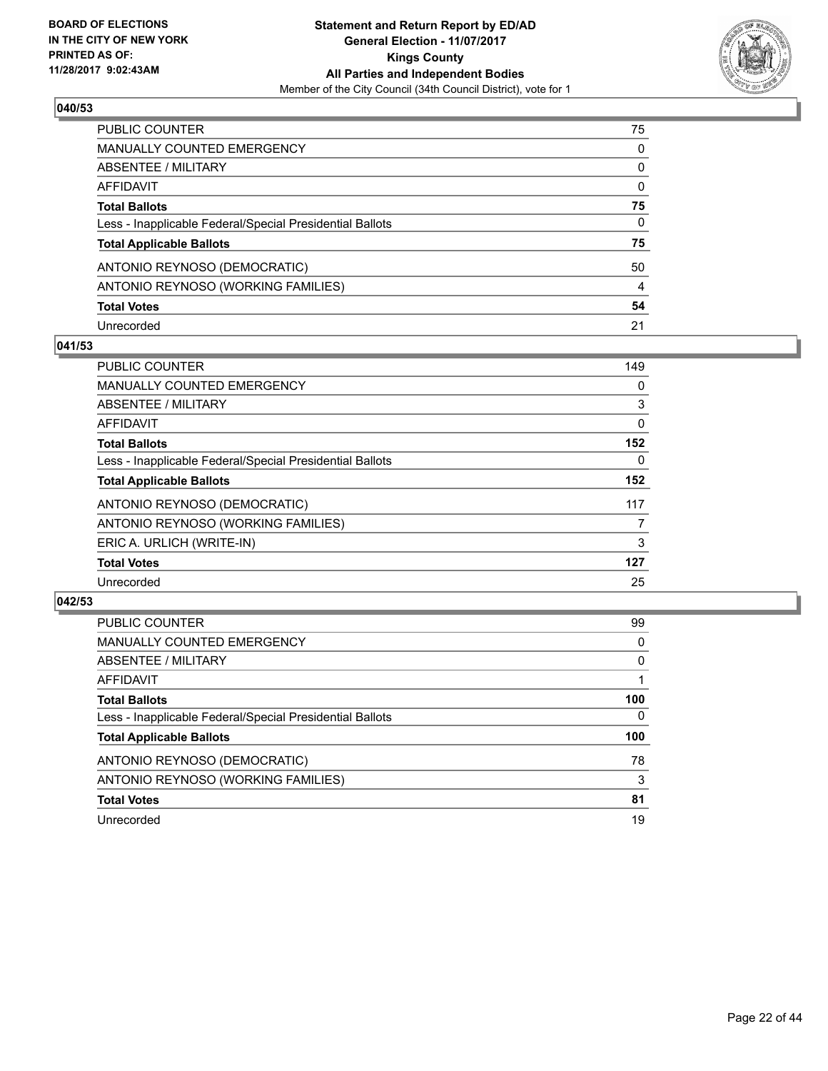## 040/53

| | |
|---|---|
| PUBLIC COUNTER | 75 |
| MANUALLY COUNTED EMERGENCY | 0 |
| ABSENTEE / MILITARY | 0 |
| AFFIDAVIT | 0 |
| **Total Ballots** | **75** |
| Less - Inapplicable Federal/Special Presidential Ballots | 0 |
| **Total Applicable Ballots** | **75** |
| ANTONIO REYNOSO (DEMOCRATIC) | 50 |
| ANTONIO REYNOSO (WORKING FAMILIES) | 4 |
| **Total Votes** | **54** |
| Unrecorded | 21 |

## 041/53

| | |
|---|---|
| PUBLIC COUNTER | 149 |
| MANUALLY COUNTED EMERGENCY | 0 |
| ABSENTEE / MILITARY | 3 |
| AFFIDAVIT | 0 |
| **Total Ballots** | **152** |
| Less - Inapplicable Federal/Special Presidential Ballots | 0 |
| **Total Applicable Ballots** | **152** |
| ANTONIO REYNOSO (DEMOCRATIC) | 117 |
| ANTONIO REYNOSO (WORKING FAMILIES) | 7 |
| ERIC A. URLICH (WRITE-IN) | 3 |
| **Total Votes** | **127** |
| Unrecorded | 25 |

## 042/53

| | |
|---|---|
| PUBLIC COUNTER | 99 |
| MANUALLY COUNTED EMERGENCY | 0 |
| ABSENTEE / MILITARY | 0 |
| AFFIDAVIT | 1 |
| **Total Ballots** | **100** |
| Less - Inapplicable Federal/Special Presidential Ballots | 0 |
| **Total Applicable Ballots** | **100** |
| ANTONIO REYNOSO (DEMOCRATIC) | 78 |
| ANTONIO REYNOSO (WORKING FAMILIES) | 3 |
| **Total Votes** | **81** |
| Unrecorded | 19 |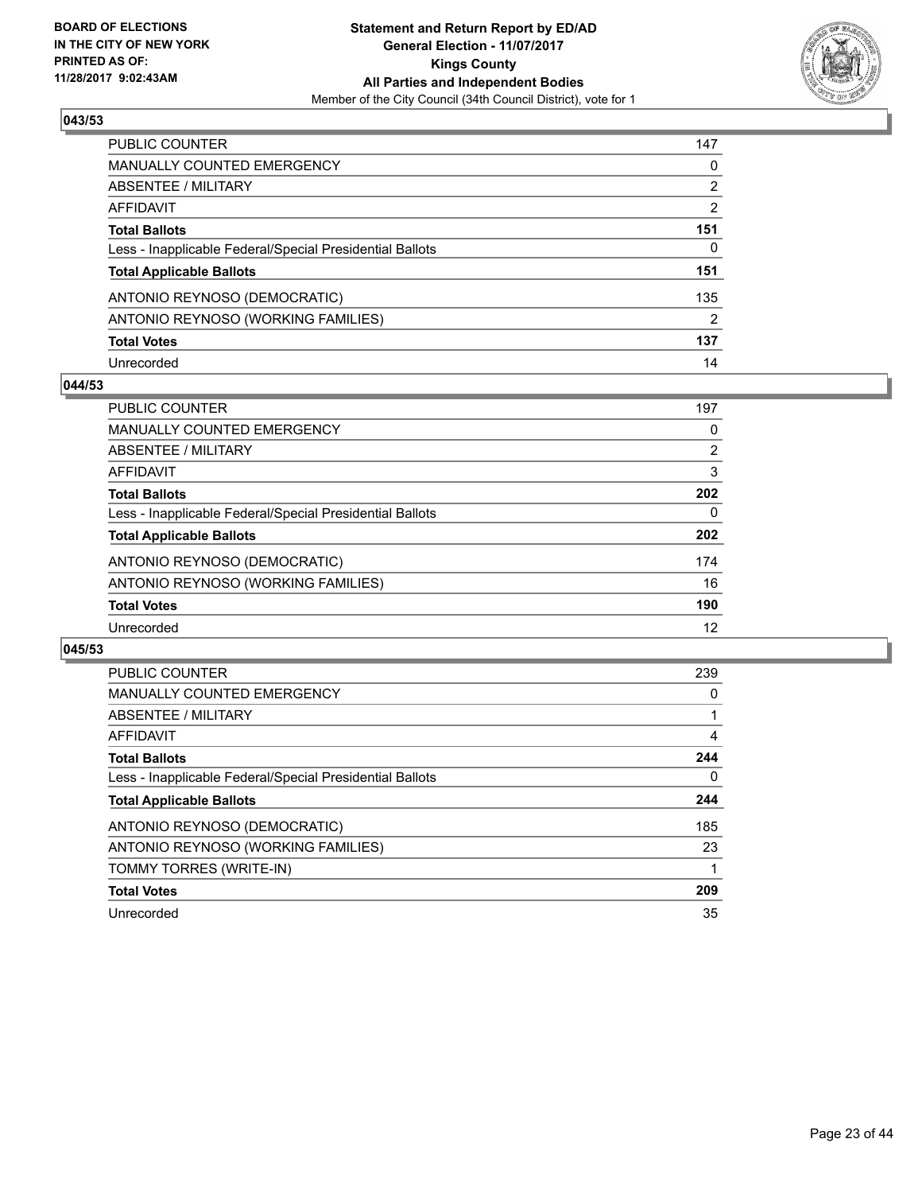**BOARD OF ELECTIONS IN THE CITY OF NEW YORK PRINTED AS OF: 11/28/2017 9:02:43AM**

**Statement and Return Report by ED/AD**
**General Election - 11/07/2017**
**Kings County**
**All Parties and Independent Bodies**
Member of the City Council (34th Council District), vote for 1

### 043/53

| | |
|---|---|
| PUBLIC COUNTER | 147 |
| MANUALLY COUNTED EMERGENCY | 0 |
| ABSENTEE / MILITARY | 2 |
| AFFIDAVIT | 2 |
| **Total Ballots** | **151** |
| Less - Inapplicable Federal/Special Presidential Ballots | 0 |
| **Total Applicable Ballots** | **151** |
| ANTONIO REYNOSO (DEMOCRATIC) | 135 |
| ANTONIO REYNOSO (WORKING FAMILIES) | 2 |
| **Total Votes** | **137** |
| Unrecorded | 14 |

### 044/53

| | |
|---|---|
| PUBLIC COUNTER | 197 |
| MANUALLY COUNTED EMERGENCY | 0 |
| ABSENTEE / MILITARY | 2 |
| AFFIDAVIT | 3 |
| **Total Ballots** | **202** |
| Less - Inapplicable Federal/Special Presidential Ballots | 0 |
| **Total Applicable Ballots** | **202** |
| ANTONIO REYNOSO (DEMOCRATIC) | 174 |
| ANTONIO REYNOSO (WORKING FAMILIES) | 16 |
| **Total Votes** | **190** |
| Unrecorded | 12 |

### 045/53

| | |
|---|---|
| PUBLIC COUNTER | 239 |
| MANUALLY COUNTED EMERGENCY | 0 |
| ABSENTEE / MILITARY | 1 |
| AFFIDAVIT | 4 |
| **Total Ballots** | **244** |
| Less - Inapplicable Federal/Special Presidential Ballots | 0 |
| **Total Applicable Ballots** | **244** |
| ANTONIO REYNOSO (DEMOCRATIC) | 185 |
| ANTONIO REYNOSO (WORKING FAMILIES) | 23 |
| TOMMY TORRES (WRITE-IN) | 1 |
| **Total Votes** | **209** |
| Unrecorded | 35 |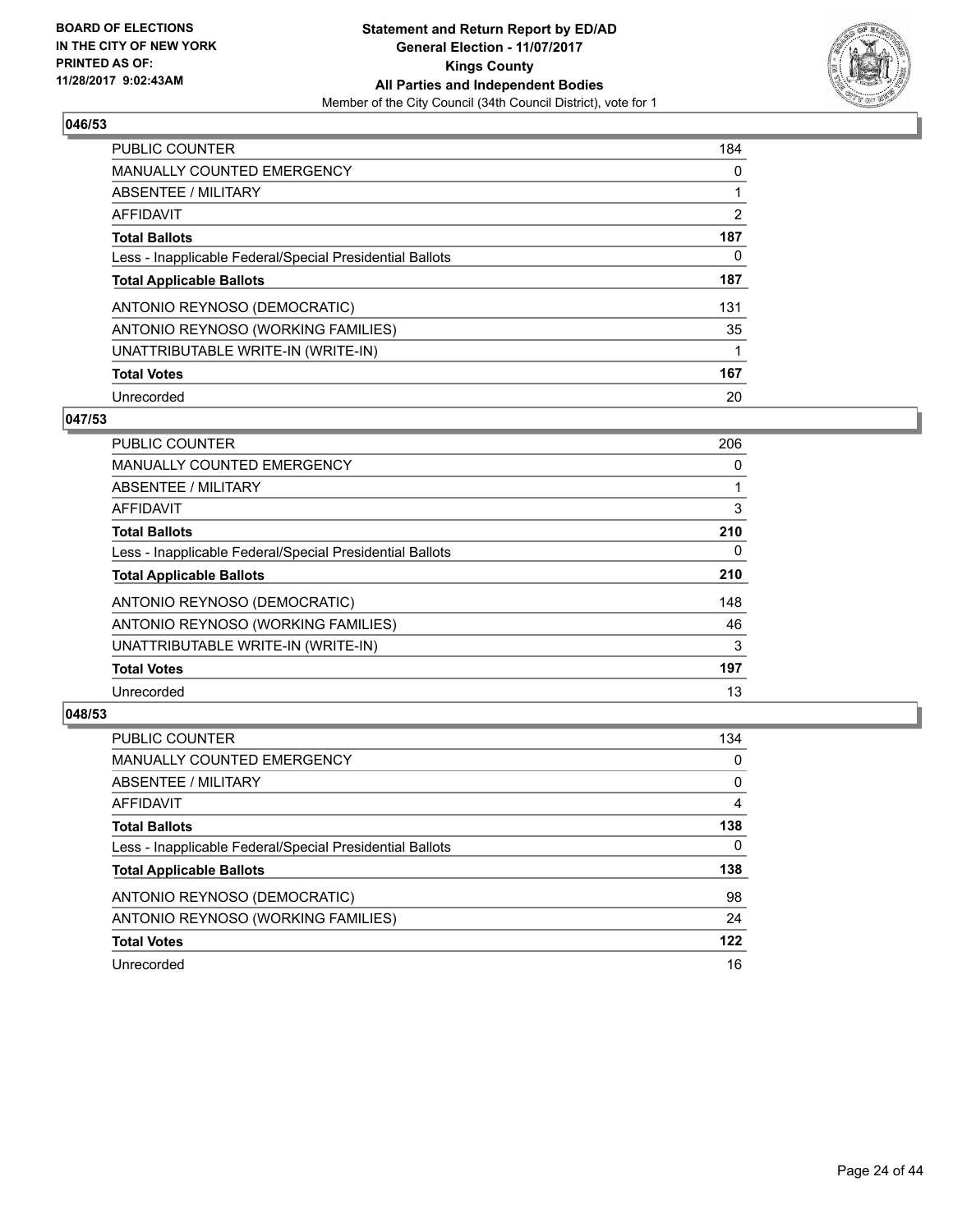**BOARD OF ELECTIONS IN THE CITY OF NEW YORK PRINTED AS OF: 11/28/2017 9:02:43AM**

**Statement and Return Report by ED/AD General Election - 11/07/2017 Kings County All Parties and Independent Bodies**
Member of the City Council (34th Council District), vote for 1

### 046/53

| | |
|---|---|
| PUBLIC COUNTER | 184 |
| MANUALLY COUNTED EMERGENCY | 0 |
| ABSENTEE / MILITARY | 1 |
| AFFIDAVIT | 2 |
| **Total Ballots** | **187** |
| Less - Inapplicable Federal/Special Presidential Ballots | 0 |
| **Total Applicable Ballots** | **187** |
| ANTONIO REYNOSO (DEMOCRATIC) | 131 |
| ANTONIO REYNOSO (WORKING FAMILIES) | 35 |
| UNATTRIBUTABLE WRITE-IN (WRITE-IN) | 1 |
| **Total Votes** | **167** |
| Unrecorded | 20 |

### 047/53

| | |
|---|---|
| PUBLIC COUNTER | 206 |
| MANUALLY COUNTED EMERGENCY | 0 |
| ABSENTEE / MILITARY | 1 |
| AFFIDAVIT | 3 |
| **Total Ballots** | **210** |
| Less - Inapplicable Federal/Special Presidential Ballots | 0 |
| **Total Applicable Ballots** | **210** |
| ANTONIO REYNOSO (DEMOCRATIC) | 148 |
| ANTONIO REYNOSO (WORKING FAMILIES) | 46 |
| UNATTRIBUTABLE WRITE-IN (WRITE-IN) | 3 |
| **Total Votes** | **197** |
| Unrecorded | 13 |

### 048/53

| | |
|---|---|
| PUBLIC COUNTER | 134 |
| MANUALLY COUNTED EMERGENCY | 0 |
| ABSENTEE / MILITARY | 0 |
| AFFIDAVIT | 4 |
| **Total Ballots** | **138** |
| Less - Inapplicable Federal/Special Presidential Ballots | 0 |
| **Total Applicable Ballots** | **138** |
| ANTONIO REYNOSO (DEMOCRATIC) | 98 |
| ANTONIO REYNOSO (WORKING FAMILIES) | 24 |
| **Total Votes** | **122** |
| Unrecorded | 16 |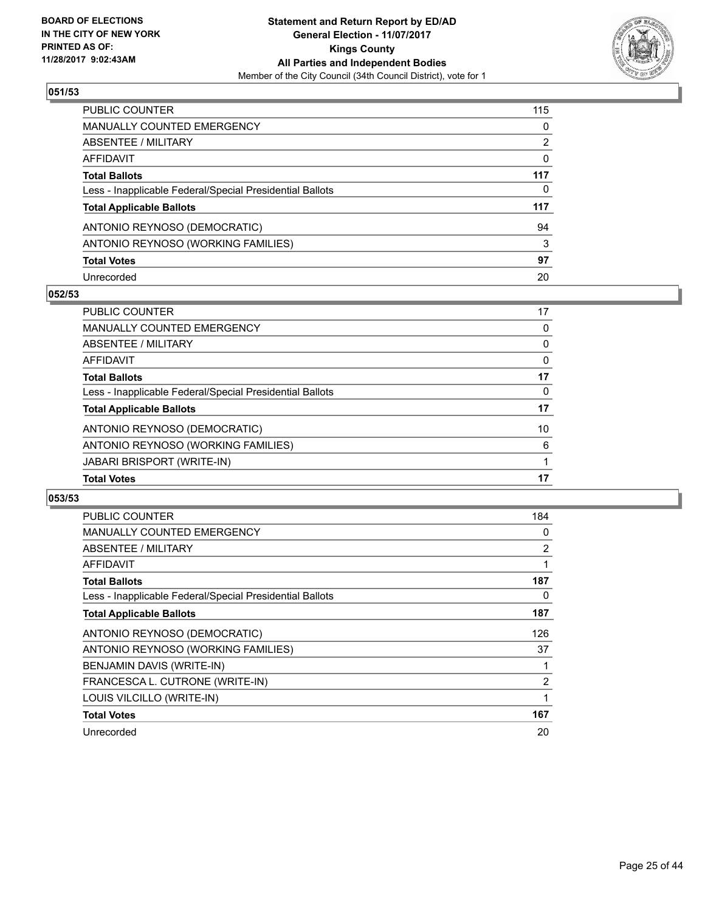**Statement and Return Report by ED/AD**
**General Election - 11/07/2017**
**Kings County**
**All Parties and Independent Bodies**
Member of the City Council (34th Council District), vote for 1

BOARD OF ELECTIONS IN THE CITY OF NEW YORK PRINTED AS OF: 11/28/2017 9:02:43AM

### 051/53

| | |
|---|---|
| PUBLIC COUNTER | 115 |
| MANUALLY COUNTED EMERGENCY | 0 |
| ABSENTEE / MILITARY | 2 |
| AFFIDAVIT | 0 |
| **Total Ballots** | **117** |
| Less - Inapplicable Federal/Special Presidential Ballots | 0 |
| **Total Applicable Ballots** | **117** |
| ANTONIO REYNOSO (DEMOCRATIC) | 94 |
| ANTONIO REYNOSO (WORKING FAMILIES) | 3 |
| **Total Votes** | **97** |
| Unrecorded | 20 |

### 052/53

| | |
|---|---|
| PUBLIC COUNTER | 17 |
| MANUALLY COUNTED EMERGENCY | 0 |
| ABSENTEE / MILITARY | 0 |
| AFFIDAVIT | 0 |
| **Total Ballots** | **17** |
| Less - Inapplicable Federal/Special Presidential Ballots | 0 |
| **Total Applicable Ballots** | **17** |
| ANTONIO REYNOSO (DEMOCRATIC) | 10 |
| ANTONIO REYNOSO (WORKING FAMILIES) | 6 |
| JABARI BRISPORT (WRITE-IN) | 1 |
| **Total Votes** | **17** |

### 053/53

| | |
|---|---|
| PUBLIC COUNTER | 184 |
| MANUALLY COUNTED EMERGENCY | 0 |
| ABSENTEE / MILITARY | 2 |
| AFFIDAVIT | 1 |
| **Total Ballots** | **187** |
| Less - Inapplicable Federal/Special Presidential Ballots | 0 |
| **Total Applicable Ballots** | **187** |
| ANTONIO REYNOSO (DEMOCRATIC) | 126 |
| ANTONIO REYNOSO (WORKING FAMILIES) | 37 |
| BENJAMIN DAVIS (WRITE-IN) | 1 |
| FRANCESCA L. CUTRONE (WRITE-IN) | 2 |
| LOUIS VILCILLO (WRITE-IN) | 1 |
| **Total Votes** | **167** |
| Unrecorded | 20 |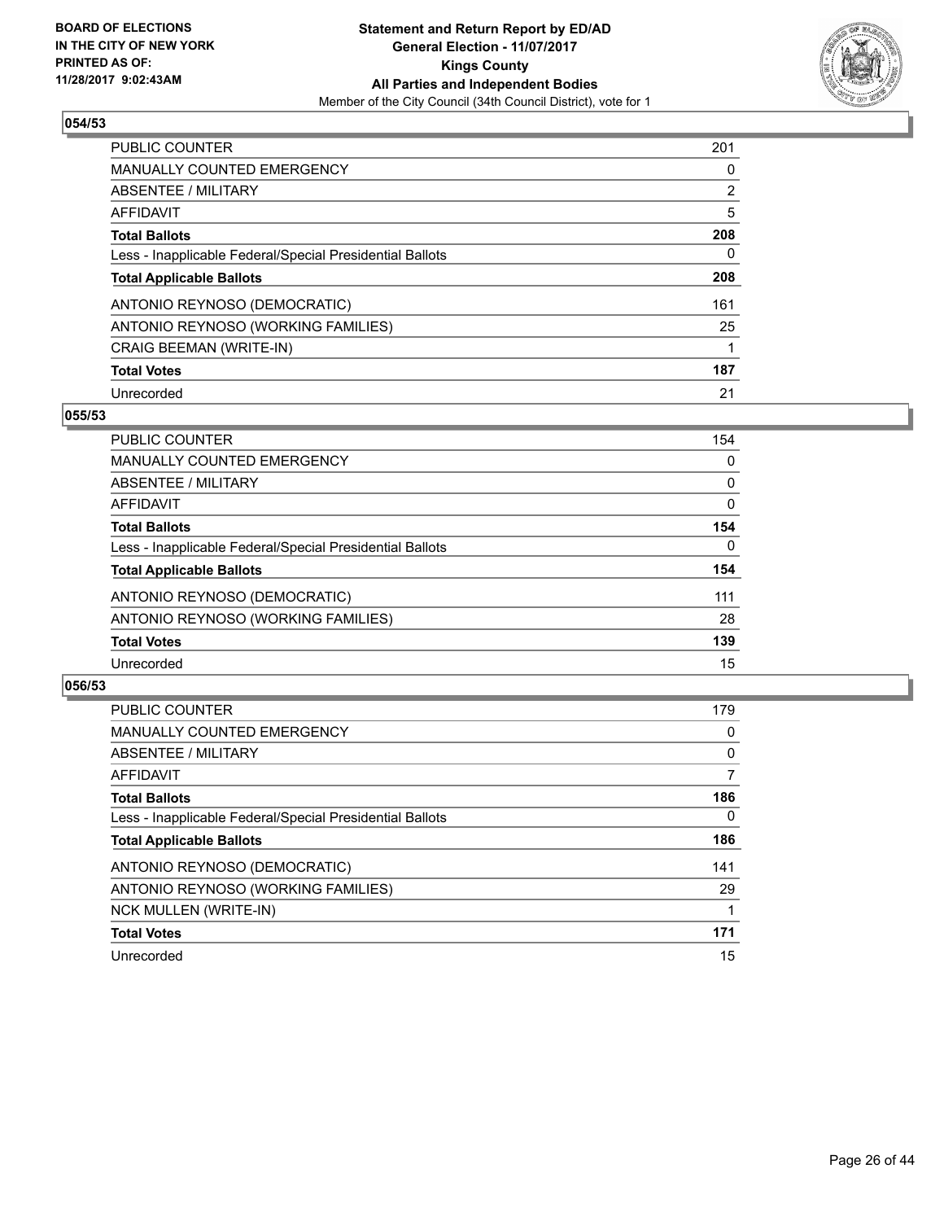**Statement and Return Report by ED/AD**
**General Election - 11/07/2017**
**Kings County**
**All Parties and Independent Bodies**
Member of the City Council (34th Council District), vote for 1

BOARD OF ELECTIONS IN THE CITY OF NEW YORK PRINTED AS OF: 11/28/2017 9:02:43AM

### 054/53

| | |
|---|---|
| PUBLIC COUNTER | 201 |
| MANUALLY COUNTED EMERGENCY | 0 |
| ABSENTEE / MILITARY | 2 |
| AFFIDAVIT | 5 |
| **Total Ballots** | **208** |
| Less - Inapplicable Federal/Special Presidential Ballots | 0 |
| **Total Applicable Ballots** | **208** |
| ANTONIO REYNOSO (DEMOCRATIC) | 161 |
| ANTONIO REYNOSO (WORKING FAMILIES) | 25 |
| CRAIG BEEMAN (WRITE-IN) | 1 |
| **Total Votes** | **187** |
| Unrecorded | 21 |

### 055/53

| | |
|---|---|
| PUBLIC COUNTER | 154 |
| MANUALLY COUNTED EMERGENCY | 0 |
| ABSENTEE / MILITARY | 0 |
| AFFIDAVIT | 0 |
| **Total Ballots** | **154** |
| Less - Inapplicable Federal/Special Presidential Ballots | 0 |
| **Total Applicable Ballots** | **154** |
| ANTONIO REYNOSO (DEMOCRATIC) | 111 |
| ANTONIO REYNOSO (WORKING FAMILIES) | 28 |
| **Total Votes** | **139** |
| Unrecorded | 15 |

### 056/53

| | |
|---|---|
| PUBLIC COUNTER | 179 |
| MANUALLY COUNTED EMERGENCY | 0 |
| ABSENTEE / MILITARY | 0 |
| AFFIDAVIT | 7 |
| **Total Ballots** | **186** |
| Less - Inapplicable Federal/Special Presidential Ballots | 0 |
| **Total Applicable Ballots** | **186** |
| ANTONIO REYNOSO (DEMOCRATIC) | 141 |
| ANTONIO REYNOSO (WORKING FAMILIES) | 29 |
| NCK MULLEN (WRITE-IN) | 1 |
| **Total Votes** | **171** |
| Unrecorded | 15 |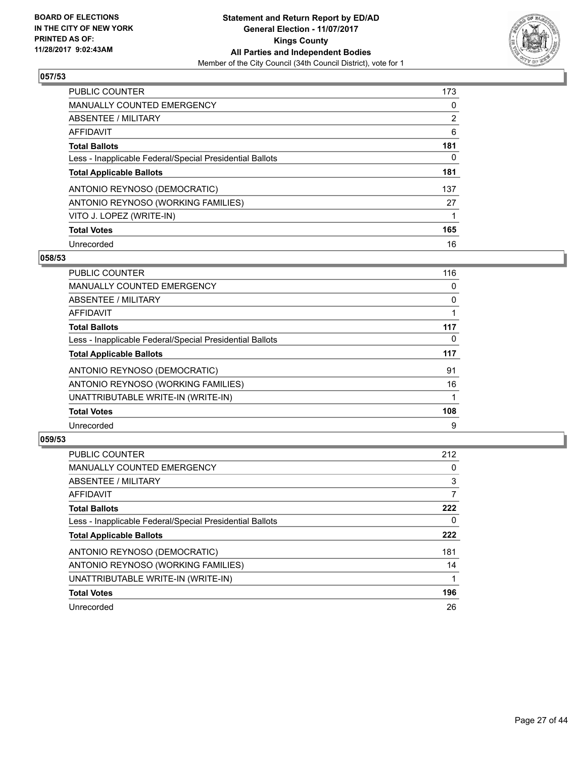BOARD OF ELECTIONS
IN THE CITY OF NEW YORK
PRINTED AS OF:
11/28/2017 9:02:43AM

**Statement and Return Report by ED/AD**
**General Election - 11/07/2017**
**Kings County**
**All Parties and Independent Bodies**
Member of the City Council (34th Council District), vote for 1

### 057/53

| | |
|---|---|
| PUBLIC COUNTER | 173 |
| MANUALLY COUNTED EMERGENCY | 0 |
| ABSENTEE / MILITARY | 2 |
| AFFIDAVIT | 6 |
| **Total Ballots** | **181** |
| Less - Inapplicable Federal/Special Presidential Ballots | 0 |
| **Total Applicable Ballots** | **181** |
| ANTONIO REYNOSO (DEMOCRATIC) | 137 |
| ANTONIO REYNOSO (WORKING FAMILIES) | 27 |
| VITO J. LOPEZ (WRITE-IN) | 1 |
| **Total Votes** | **165** |
| Unrecorded | 16 |

### 058/53

| | |
|---|---|
| PUBLIC COUNTER | 116 |
| MANUALLY COUNTED EMERGENCY | 0 |
| ABSENTEE / MILITARY | 0 |
| AFFIDAVIT | 1 |
| **Total Ballots** | **117** |
| Less - Inapplicable Federal/Special Presidential Ballots | 0 |
| **Total Applicable Ballots** | **117** |
| ANTONIO REYNOSO (DEMOCRATIC) | 91 |
| ANTONIO REYNOSO (WORKING FAMILIES) | 16 |
| UNATTRIBUTABLE WRITE-IN (WRITE-IN) | 1 |
| **Total Votes** | **108** |
| Unrecorded | 9 |

### 059/53

| | |
|---|---|
| PUBLIC COUNTER | 212 |
| MANUALLY COUNTED EMERGENCY | 0 |
| ABSENTEE / MILITARY | 3 |
| AFFIDAVIT | 7 |
| **Total Ballots** | **222** |
| Less - Inapplicable Federal/Special Presidential Ballots | 0 |
| **Total Applicable Ballots** | **222** |
| ANTONIO REYNOSO (DEMOCRATIC) | 181 |
| ANTONIO REYNOSO (WORKING FAMILIES) | 14 |
| UNATTRIBUTABLE WRITE-IN (WRITE-IN) | 1 |
| **Total Votes** | **196** |
| Unrecorded | 26 |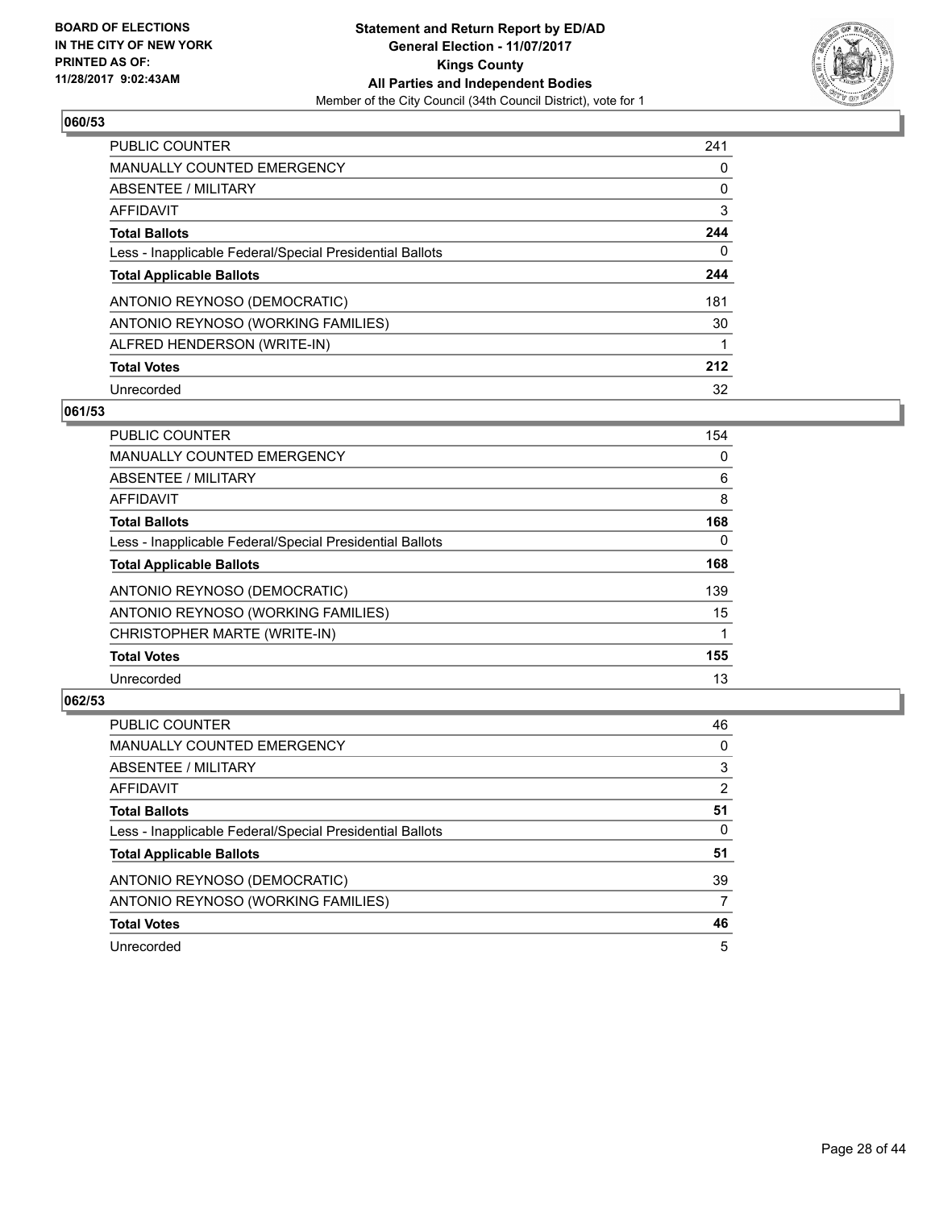**BOARD OF ELECTIONS IN THE CITY OF NEW YORK PRINTED AS OF: 11/28/2017 9:02:43AM**

**Statement and Return Report by ED/AD**
**General Election - 11/07/2017**
**Kings County**
**All Parties and Independent Bodies**
Member of the City Council (34th Council District), vote for 1

### 060/53

| | |
|---|---|
| PUBLIC COUNTER | 241 |
| MANUALLY COUNTED EMERGENCY | 0 |
| ABSENTEE / MILITARY | 0 |
| AFFIDAVIT | 3 |
| **Total Ballots** | **244** |
| Less - Inapplicable Federal/Special Presidential Ballots | 0 |
| **Total Applicable Ballots** | **244** |
| ANTONIO REYNOSO (DEMOCRATIC) | 181 |
| ANTONIO REYNOSO (WORKING FAMILIES) | 30 |
| ALFRED HENDERSON (WRITE-IN) | 1 |
| **Total Votes** | **212** |
| Unrecorded | 32 |

### 061/53

| | |
|---|---|
| PUBLIC COUNTER | 154 |
| MANUALLY COUNTED EMERGENCY | 0 |
| ABSENTEE / MILITARY | 6 |
| AFFIDAVIT | 8 |
| **Total Ballots** | **168** |
| Less - Inapplicable Federal/Special Presidential Ballots | 0 |
| **Total Applicable Ballots** | **168** |
| ANTONIO REYNOSO (DEMOCRATIC) | 139 |
| ANTONIO REYNOSO (WORKING FAMILIES) | 15 |
| CHRISTOPHER MARTE (WRITE-IN) | 1 |
| **Total Votes** | **155** |
| Unrecorded | 13 |

### 062/53

| | |
|---|---|
| PUBLIC COUNTER | 46 |
| MANUALLY COUNTED EMERGENCY | 0 |
| ABSENTEE / MILITARY | 3 |
| AFFIDAVIT | 2 |
| **Total Ballots** | **51** |
| Less - Inapplicable Federal/Special Presidential Ballots | 0 |
| **Total Applicable Ballots** | **51** |
| ANTONIO REYNOSO (DEMOCRATIC) | 39 |
| ANTONIO REYNOSO (WORKING FAMILIES) | 7 |
| **Total Votes** | **46** |
| Unrecorded | 5 |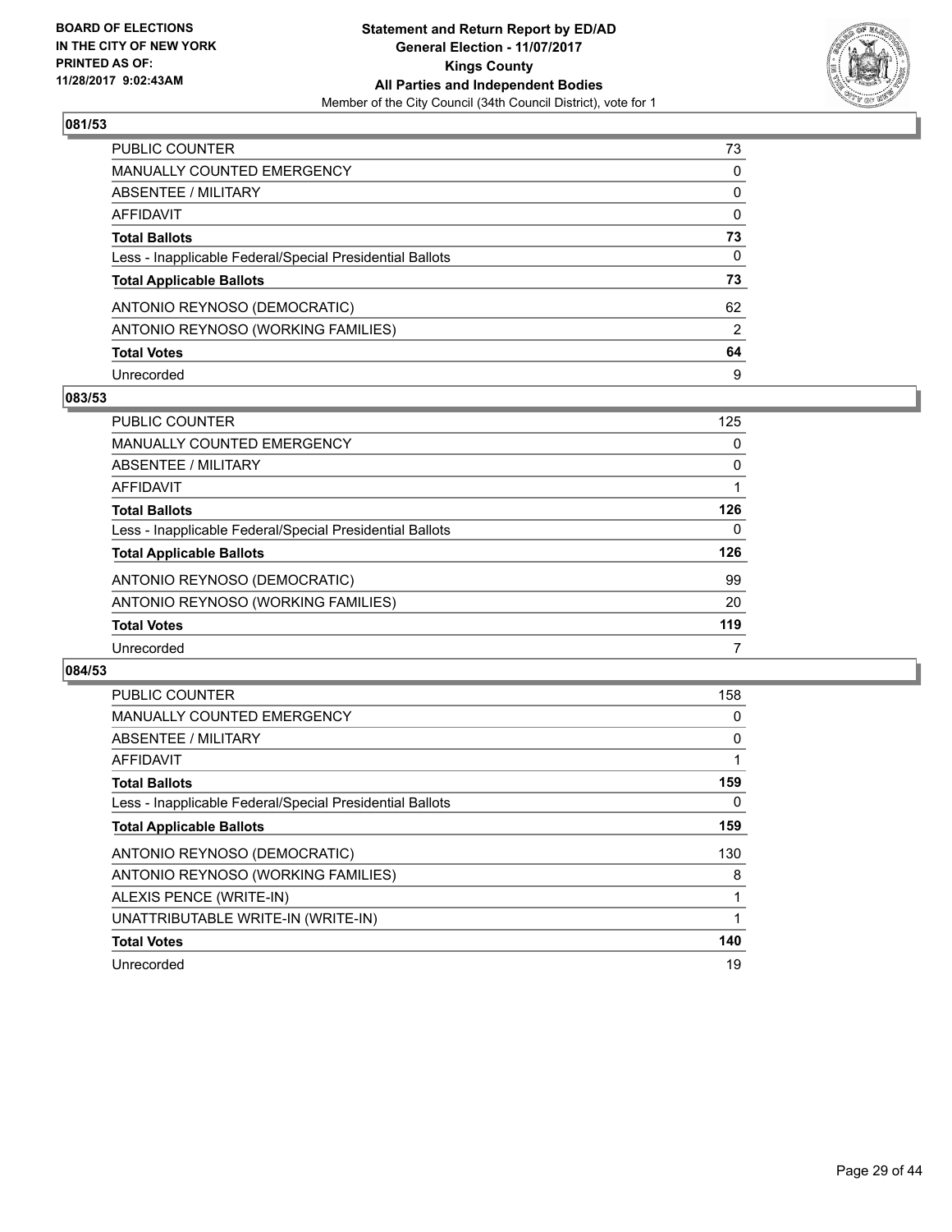BOARD OF ELECTIONS
IN THE CITY OF NEW YORK
PRINTED AS OF:
11/28/2017 9:02:43AM

**Statement and Return Report by ED/AD**
**General Election - 11/07/2017**
**Kings County**
**All Parties and Independent Bodies**
Member of the City Council (34th Council District), vote for 1

## 081/53

| | |
|---|---|
| PUBLIC COUNTER | 73 |
| MANUALLY COUNTED EMERGENCY | 0 |
| ABSENTEE / MILITARY | 0 |
| AFFIDAVIT | 0 |
| **Total Ballots** | **73** |
| Less - Inapplicable Federal/Special Presidential Ballots | 0 |
| **Total Applicable Ballots** | **73** |
| ANTONIO REYNOSO (DEMOCRATIC) | 62 |
| ANTONIO REYNOSO (WORKING FAMILIES) | 2 |
| **Total Votes** | **64** |
| Unrecorded | 9 |

## 083/53

| | |
|---|---|
| PUBLIC COUNTER | 125 |
| MANUALLY COUNTED EMERGENCY | 0 |
| ABSENTEE / MILITARY | 0 |
| AFFIDAVIT | 1 |
| **Total Ballots** | **126** |
| Less - Inapplicable Federal/Special Presidential Ballots | 0 |
| **Total Applicable Ballots** | **126** |
| ANTONIO REYNOSO (DEMOCRATIC) | 99 |
| ANTONIO REYNOSO (WORKING FAMILIES) | 20 |
| **Total Votes** | **119** |
| Unrecorded | 7 |

## 084/53

| | |
|---|---|
| PUBLIC COUNTER | 158 |
| MANUALLY COUNTED EMERGENCY | 0 |
| ABSENTEE / MILITARY | 0 |
| AFFIDAVIT | 1 |
| **Total Ballots** | **159** |
| Less - Inapplicable Federal/Special Presidential Ballots | 0 |
| **Total Applicable Ballots** | **159** |
| ANTONIO REYNOSO (DEMOCRATIC) | 130 |
| ANTONIO REYNOSO (WORKING FAMILIES) | 8 |
| ALEXIS PENCE (WRITE-IN) | 1 |
| UNATTRIBUTABLE WRITE-IN (WRITE-IN) | 1 |
| **Total Votes** | **140** |
| Unrecorded | 19 |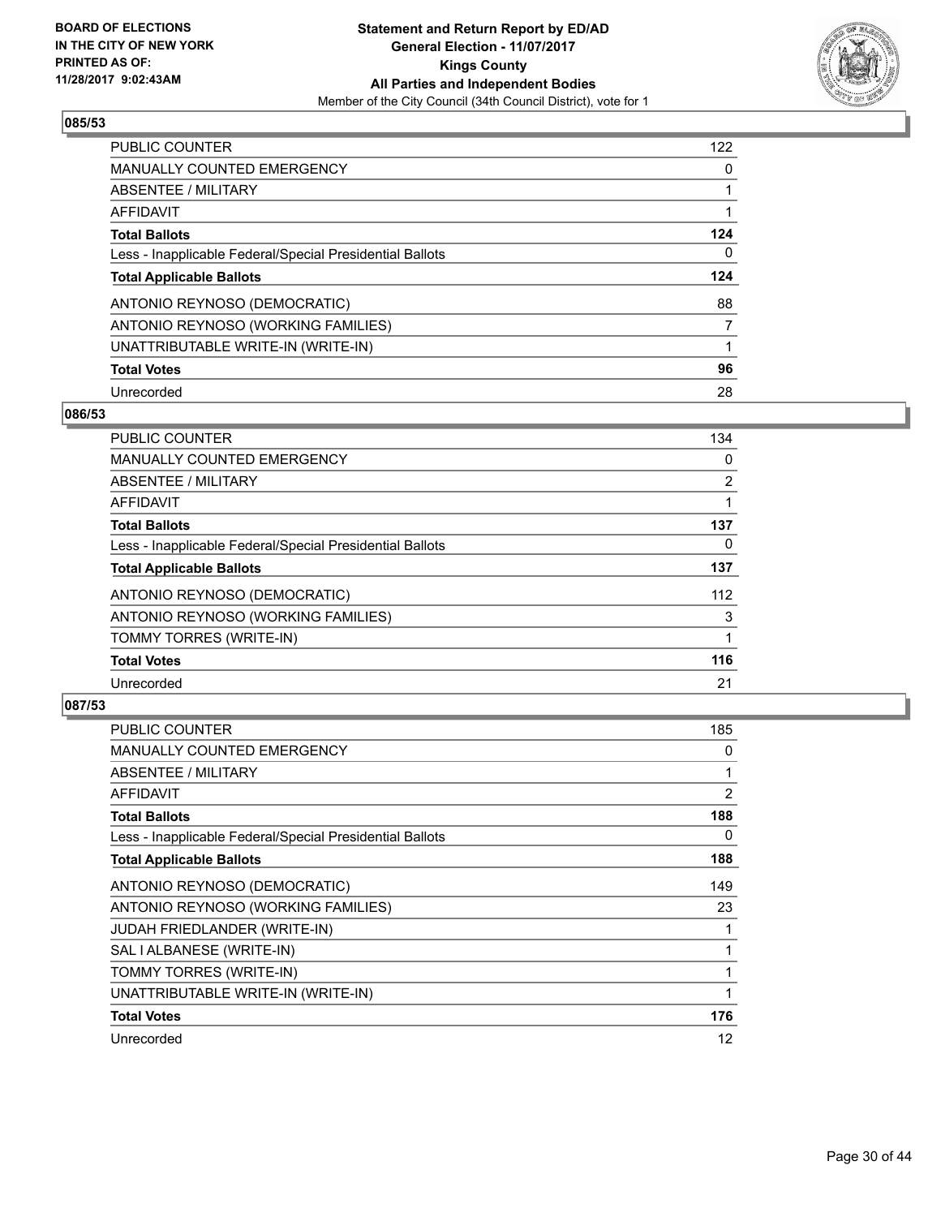**BOARD OF ELECTIONS IN THE CITY OF NEW YORK PRINTED AS OF: 11/28/2017 9:02:43AM**

**Statement and Return Report by ED/AD General Election - 11/07/2017 Kings County All Parties and Independent Bodies**
Member of the City Council (34th Council District), vote for 1

### 085/53

| | |
|---|---|
| PUBLIC COUNTER | 122 |
| MANUALLY COUNTED EMERGENCY | 0 |
| ABSENTEE / MILITARY | 1 |
| AFFIDAVIT | 1 |
| **Total Ballots** | **124** |
| Less - Inapplicable Federal/Special Presidential Ballots | 0 |
| **Total Applicable Ballots** | **124** |
| ANTONIO REYNOSO (DEMOCRATIC) | 88 |
| ANTONIO REYNOSO (WORKING FAMILIES) | 7 |
| UNATTRIBUTABLE WRITE-IN (WRITE-IN) | 1 |
| **Total Votes** | **96** |
| Unrecorded | 28 |

### 086/53

| | |
|---|---|
| PUBLIC COUNTER | 134 |
| MANUALLY COUNTED EMERGENCY | 0 |
| ABSENTEE / MILITARY | 2 |
| AFFIDAVIT | 1 |
| **Total Ballots** | **137** |
| Less - Inapplicable Federal/Special Presidential Ballots | 0 |
| **Total Applicable Ballots** | **137** |
| ANTONIO REYNOSO (DEMOCRATIC) | 112 |
| ANTONIO REYNOSO (WORKING FAMILIES) | 3 |
| TOMMY TORRES (WRITE-IN) | 1 |
| **Total Votes** | **116** |
| Unrecorded | 21 |

### 087/53

| | |
|---|---|
| PUBLIC COUNTER | 185 |
| MANUALLY COUNTED EMERGENCY | 0 |
| ABSENTEE / MILITARY | 1 |
| AFFIDAVIT | 2 |
| **Total Ballots** | **188** |
| Less - Inapplicable Federal/Special Presidential Ballots | 0 |
| **Total Applicable Ballots** | **188** |
| ANTONIO REYNOSO (DEMOCRATIC) | 149 |
| ANTONIO REYNOSO (WORKING FAMILIES) | 23 |
| JUDAH FRIEDLANDER (WRITE-IN) | 1 |
| SAL I ALBANESE (WRITE-IN) | 1 |
| TOMMY TORRES (WRITE-IN) | 1 |
| UNATTRIBUTABLE WRITE-IN (WRITE-IN) | 1 |
| **Total Votes** | **176** |
| Unrecorded | 12 |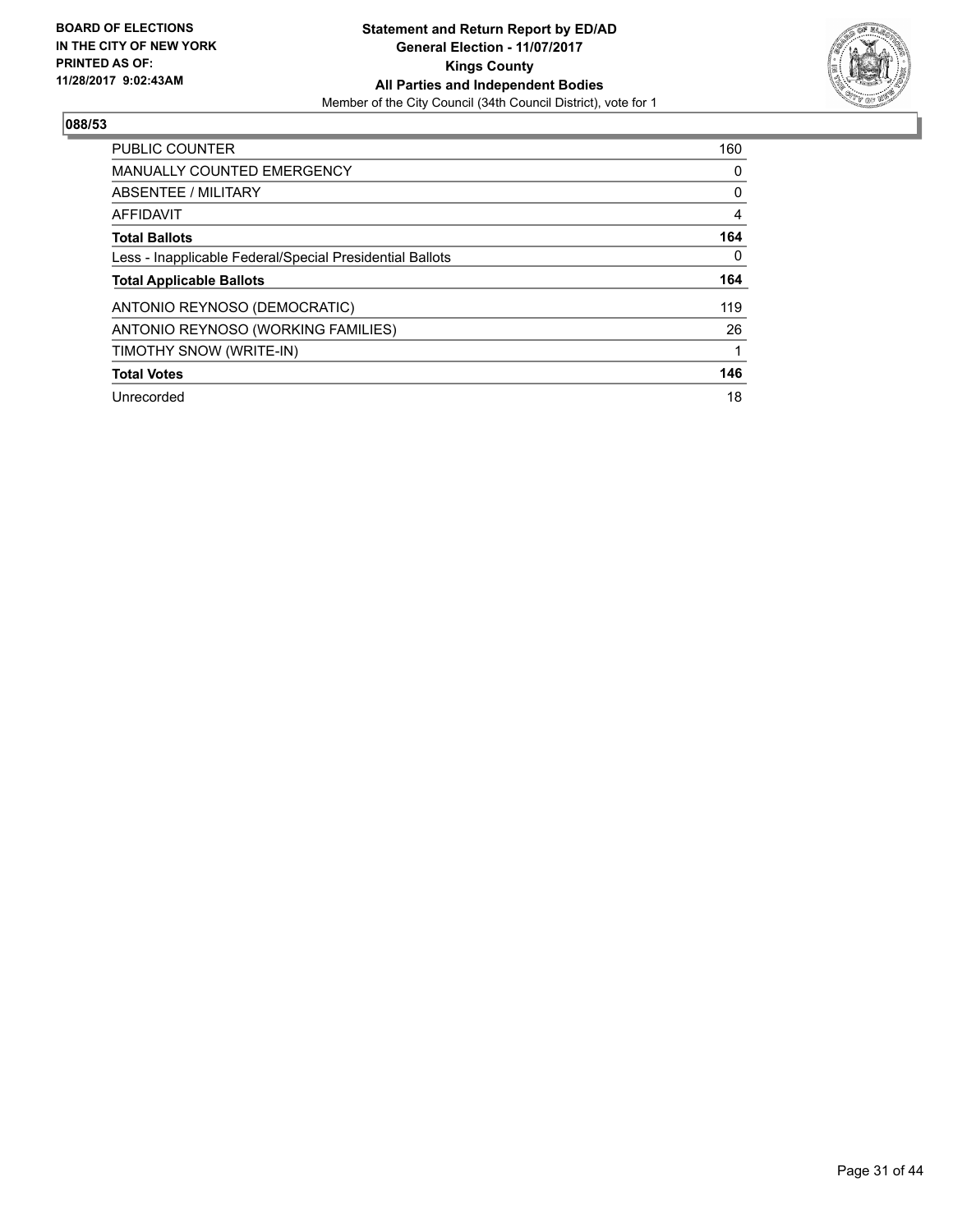BOARD OF ELECTIONS
IN THE CITY OF NEW YORK
PRINTED AS OF:
11/28/2017 9:02:43AM

**Statement and Return Report by ED/AD**
**General Election - 11/07/2017**
**Kings County**
**All Parties and Independent Bodies**
Member of the City Council (34th Council District), vote for 1

## 088/53

| | |
|---|---|
| PUBLIC COUNTER | 160 |
| MANUALLY COUNTED EMERGENCY | 0 |
| ABSENTEE / MILITARY | 0 |
| AFFIDAVIT | 4 |
| **Total Ballots** | **164** |
| Less - Inapplicable Federal/Special Presidential Ballots | 0 |
| **Total Applicable Ballots** | **164** |
| ANTONIO REYNOSO (DEMOCRATIC) | 119 |
| ANTONIO REYNOSO (WORKING FAMILIES) | 26 |
| TIMOTHY SNOW (WRITE-IN) | 1 |
| **Total Votes** | **146** |
| Unrecorded | 18 |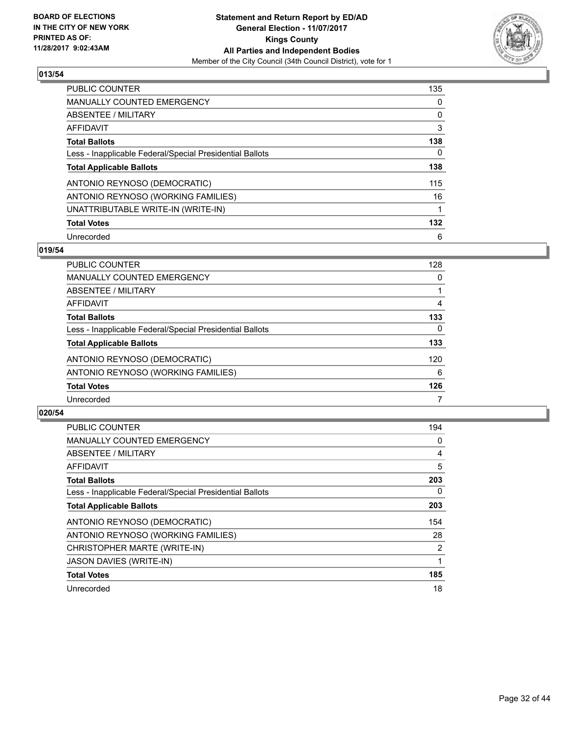**BOARD OF ELECTIONS IN THE CITY OF NEW YORK PRINTED AS OF: 11/28/2017 9:02:43AM**

**Statement and Return Report by ED/AD**
**General Election - 11/07/2017**
**Kings County**
**All Parties and Independent Bodies**
Member of the City Council (34th Council District), vote for 1

## 013/54

| | |
|---|---|
| PUBLIC COUNTER | 135 |
| MANUALLY COUNTED EMERGENCY | 0 |
| ABSENTEE / MILITARY | 0 |
| AFFIDAVIT | 3 |
| **Total Ballots** | **138** |
| Less - Inapplicable Federal/Special Presidential Ballots | 0 |
| **Total Applicable Ballots** | **138** |
| ANTONIO REYNOSO (DEMOCRATIC) | 115 |
| ANTONIO REYNOSO (WORKING FAMILIES) | 16 |
| UNATTRIBUTABLE WRITE-IN (WRITE-IN) | 1 |
| **Total Votes** | **132** |
| Unrecorded | 6 |

## 019/54

| | |
|---|---|
| PUBLIC COUNTER | 128 |
| MANUALLY COUNTED EMERGENCY | 0 |
| ABSENTEE / MILITARY | 1 |
| AFFIDAVIT | 4 |
| **Total Ballots** | **133** |
| Less - Inapplicable Federal/Special Presidential Ballots | 0 |
| **Total Applicable Ballots** | **133** |
| ANTONIO REYNOSO (DEMOCRATIC) | 120 |
| ANTONIO REYNOSO (WORKING FAMILIES) | 6 |
| **Total Votes** | **126** |
| Unrecorded | 7 |

## 020/54

| | |
|---|---|
| PUBLIC COUNTER | 194 |
| MANUALLY COUNTED EMERGENCY | 0 |
| ABSENTEE / MILITARY | 4 |
| AFFIDAVIT | 5 |
| **Total Ballots** | **203** |
| Less - Inapplicable Federal/Special Presidential Ballots | 0 |
| **Total Applicable Ballots** | **203** |
| ANTONIO REYNOSO (DEMOCRATIC) | 154 |
| ANTONIO REYNOSO (WORKING FAMILIES) | 28 |
| CHRISTOPHER MARTE (WRITE-IN) | 2 |
| JASON DAVIES (WRITE-IN) | 1 |
| **Total Votes** | **185** |
| Unrecorded | 18 |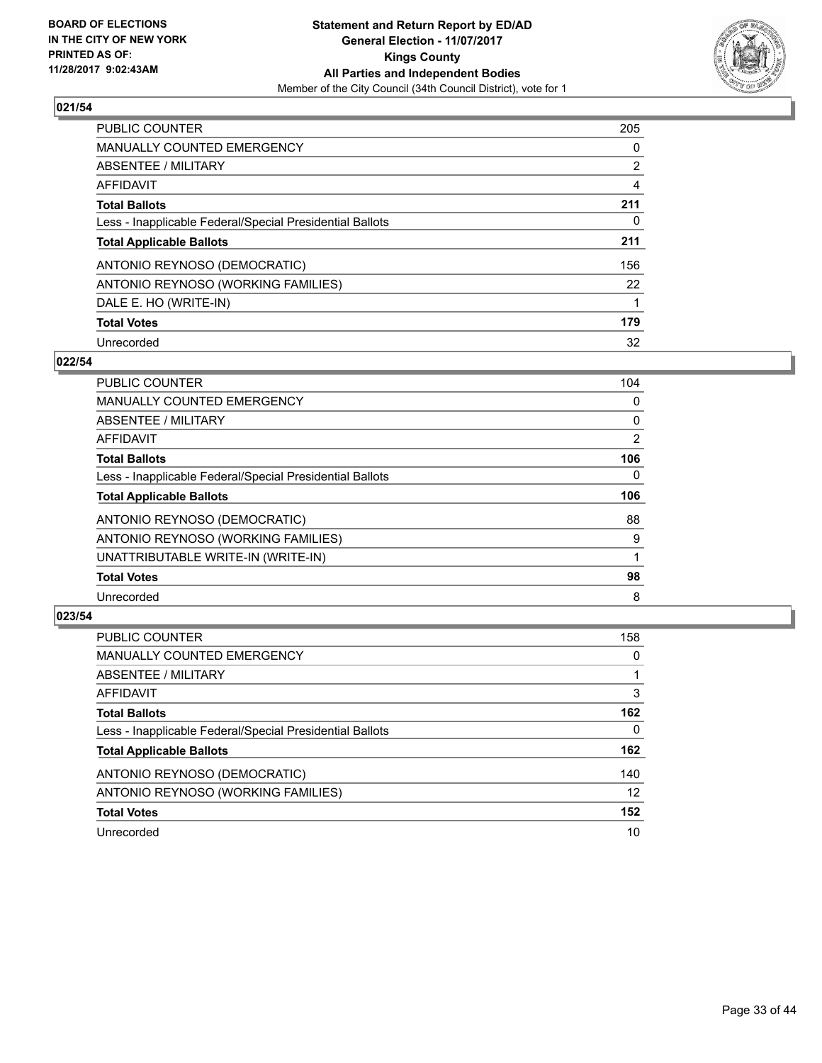BOARD OF ELECTIONS
IN THE CITY OF NEW YORK
PRINTED AS OF:
11/28/2017 9:02:43AM

**Statement and Return Report by ED/AD**
**General Election - 11/07/2017**
**Kings County**
**All Parties and Independent Bodies**
Member of the City Council (34th Council District), vote for 1

### 021/54

| | |
|---|---|
| PUBLIC COUNTER | 205 |
| MANUALLY COUNTED EMERGENCY | 0 |
| ABSENTEE / MILITARY | 2 |
| AFFIDAVIT | 4 |
| **Total Ballots** | **211** |
| Less - Inapplicable Federal/Special Presidential Ballots | 0 |
| **Total Applicable Ballots** | **211** |
| ANTONIO REYNOSO (DEMOCRATIC) | 156 |
| ANTONIO REYNOSO (WORKING FAMILIES) | 22 |
| DALE E. HO (WRITE-IN) | 1 |
| **Total Votes** | **179** |
| Unrecorded | 32 |

### 022/54

| | |
|---|---|
| PUBLIC COUNTER | 104 |
| MANUALLY COUNTED EMERGENCY | 0 |
| ABSENTEE / MILITARY | 0 |
| AFFIDAVIT | 2 |
| **Total Ballots** | **106** |
| Less - Inapplicable Federal/Special Presidential Ballots | 0 |
| **Total Applicable Ballots** | **106** |
| ANTONIO REYNOSO (DEMOCRATIC) | 88 |
| ANTONIO REYNOSO (WORKING FAMILIES) | 9 |
| UNATTRIBUTABLE WRITE-IN (WRITE-IN) | 1 |
| **Total Votes** | **98** |
| Unrecorded | 8 |

### 023/54

| | |
|---|---|
| PUBLIC COUNTER | 158 |
| MANUALLY COUNTED EMERGENCY | 0 |
| ABSENTEE / MILITARY | 1 |
| AFFIDAVIT | 3 |
| **Total Ballots** | **162** |
| Less - Inapplicable Federal/Special Presidential Ballots | 0 |
| **Total Applicable Ballots** | **162** |
| ANTONIO REYNOSO (DEMOCRATIC) | 140 |
| ANTONIO REYNOSO (WORKING FAMILIES) | 12 |
| **Total Votes** | **152** |
| Unrecorded | 10 |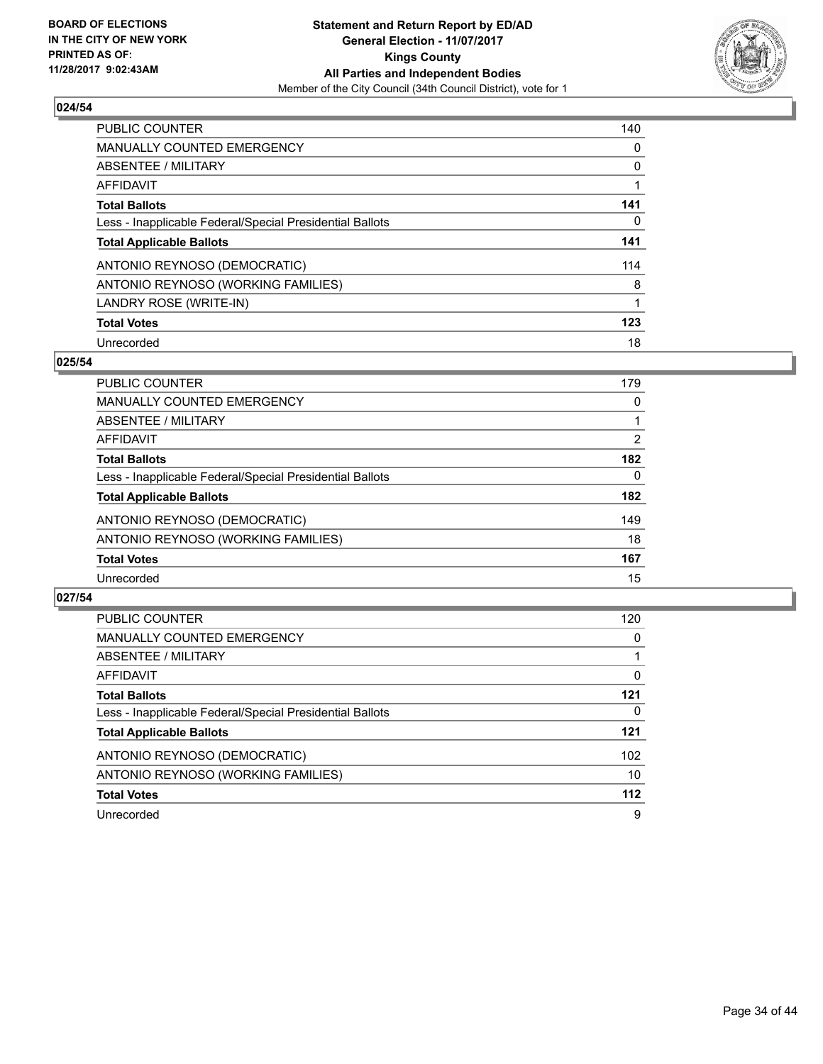BOARD OF ELECTIONS
IN THE CITY OF NEW YORK
PRINTED AS OF:
11/28/2017 9:02:43AM

**Statement and Return Report by ED/AD**
**General Election - 11/07/2017**
**Kings County**
**All Parties and Independent Bodies**
Member of the City Council (34th Council District), vote for 1

### 024/54

| | |
|---|---|
| PUBLIC COUNTER | 140 |
| MANUALLY COUNTED EMERGENCY | 0 |
| ABSENTEE / MILITARY | 0 |
| AFFIDAVIT | 1 |
| **Total Ballots** | **141** |
| Less - Inapplicable Federal/Special Presidential Ballots | 0 |
| **Total Applicable Ballots** | **141** |
| ANTONIO REYNOSO (DEMOCRATIC) | 114 |
| ANTONIO REYNOSO (WORKING FAMILIES) | 8 |
| LANDRY ROSE (WRITE-IN) | 1 |
| **Total Votes** | **123** |
| Unrecorded | 18 |

### 025/54

| | |
|---|---|
| PUBLIC COUNTER | 179 |
| MANUALLY COUNTED EMERGENCY | 0 |
| ABSENTEE / MILITARY | 1 |
| AFFIDAVIT | 2 |
| **Total Ballots** | **182** |
| Less - Inapplicable Federal/Special Presidential Ballots | 0 |
| **Total Applicable Ballots** | **182** |
| ANTONIO REYNOSO (DEMOCRATIC) | 149 |
| ANTONIO REYNOSO (WORKING FAMILIES) | 18 |
| **Total Votes** | **167** |
| Unrecorded | 15 |

### 027/54

| | |
|---|---|
| PUBLIC COUNTER | 120 |
| MANUALLY COUNTED EMERGENCY | 0 |
| ABSENTEE / MILITARY | 1 |
| AFFIDAVIT | 0 |
| **Total Ballots** | **121** |
| Less - Inapplicable Federal/Special Presidential Ballots | 0 |
| **Total Applicable Ballots** | **121** |
| ANTONIO REYNOSO (DEMOCRATIC) | 102 |
| ANTONIO REYNOSO (WORKING FAMILIES) | 10 |
| **Total Votes** | **112** |
| Unrecorded | 9 |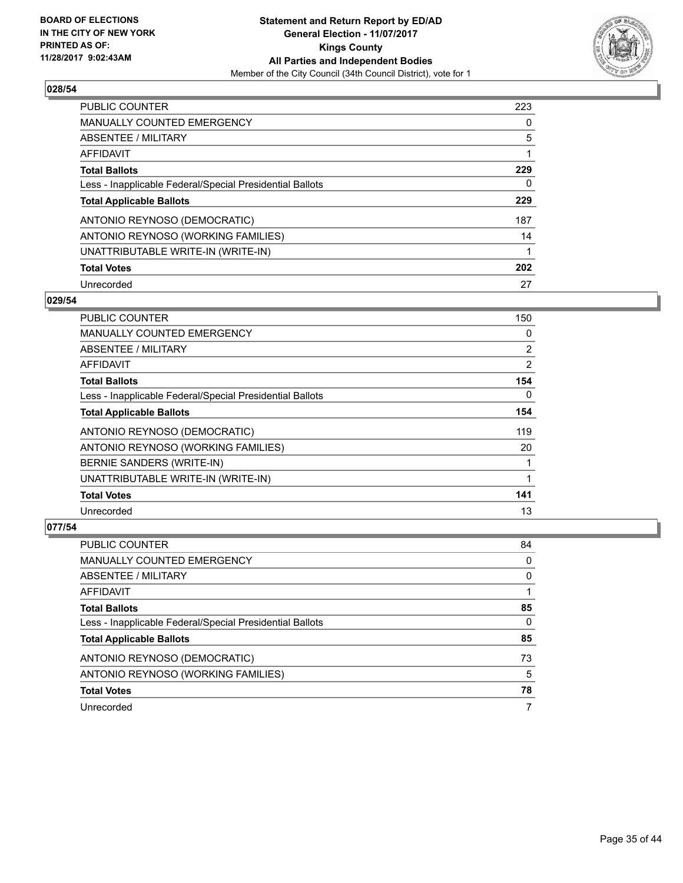BOARD OF ELECTIONS
IN THE CITY OF NEW YORK
PRINTED AS OF:
11/28/2017 9:02:43AM

**Statement and Return Report by ED/AD**
**General Election - 11/07/2017**
**Kings County**
**All Parties and Independent Bodies**
Member of the City Council (34th Council District), vote for 1

### 028/54

| | |
|---|---|
| PUBLIC COUNTER | 223 |
| MANUALLY COUNTED EMERGENCY | 0 |
| ABSENTEE / MILITARY | 5 |
| AFFIDAVIT | 1 |
| **Total Ballots** | **229** |
| Less - Inapplicable Federal/Special Presidential Ballots | 0 |
| **Total Applicable Ballots** | **229** |
| ANTONIO REYNOSO (DEMOCRATIC) | 187 |
| ANTONIO REYNOSO (WORKING FAMILIES) | 14 |
| UNATTRIBUTABLE WRITE-IN (WRITE-IN) | 1 |
| **Total Votes** | **202** |
| Unrecorded | 27 |

### 029/54

| | |
|---|---|
| PUBLIC COUNTER | 150 |
| MANUALLY COUNTED EMERGENCY | 0 |
| ABSENTEE / MILITARY | 2 |
| AFFIDAVIT | 2 |
| **Total Ballots** | **154** |
| Less - Inapplicable Federal/Special Presidential Ballots | 0 |
| **Total Applicable Ballots** | **154** |
| ANTONIO REYNOSO (DEMOCRATIC) | 119 |
| ANTONIO REYNOSO (WORKING FAMILIES) | 20 |
| BERNIE SANDERS (WRITE-IN) | 1 |
| UNATTRIBUTABLE WRITE-IN (WRITE-IN) | 1 |
| **Total Votes** | **141** |
| Unrecorded | 13 |

### 077/54

| | |
|---|---|
| PUBLIC COUNTER | 84 |
| MANUALLY COUNTED EMERGENCY | 0 |
| ABSENTEE / MILITARY | 0 |
| AFFIDAVIT | 1 |
| **Total Ballots** | **85** |
| Less - Inapplicable Federal/Special Presidential Ballots | 0 |
| **Total Applicable Ballots** | **85** |
| ANTONIO REYNOSO (DEMOCRATIC) | 73 |
| ANTONIO REYNOSO (WORKING FAMILIES) | 5 |
| **Total Votes** | **78** |
| Unrecorded | 7 |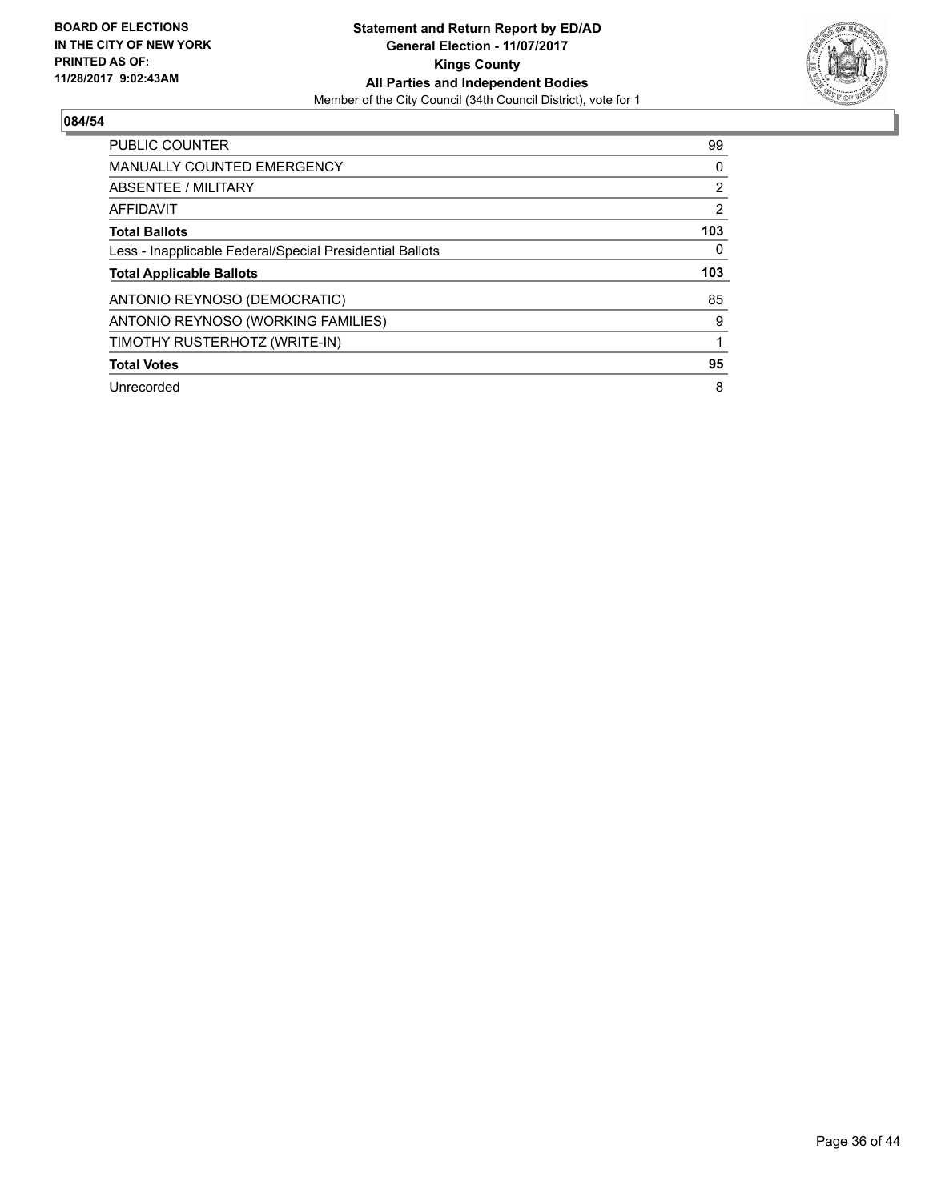BOARD OF ELECTIONS
IN THE CITY OF NEW YORK
PRINTED AS OF:
11/28/2017 9:02:43AM

**Statement and Return Report by ED/AD**
**General Election - 11/07/2017**
**Kings County**
**All Parties and Independent Bodies**
Member of the City Council (34th Council District), vote for 1

## 084/54

| | |
|---|---|
| PUBLIC COUNTER | 99 |
| MANUALLY COUNTED EMERGENCY | 0 |
| ABSENTEE / MILITARY | 2 |
| AFFIDAVIT | 2 |
| **Total Ballots** | **103** |
| Less - Inapplicable Federal/Special Presidential Ballots | 0 |
| **Total Applicable Ballots** | **103** |
| ANTONIO REYNOSO (DEMOCRATIC) | 85 |
| ANTONIO REYNOSO (WORKING FAMILIES) | 9 |
| TIMOTHY RUSTERHOTZ (WRITE-IN) | 1 |
| **Total Votes** | **95** |
| Unrecorded | 8 |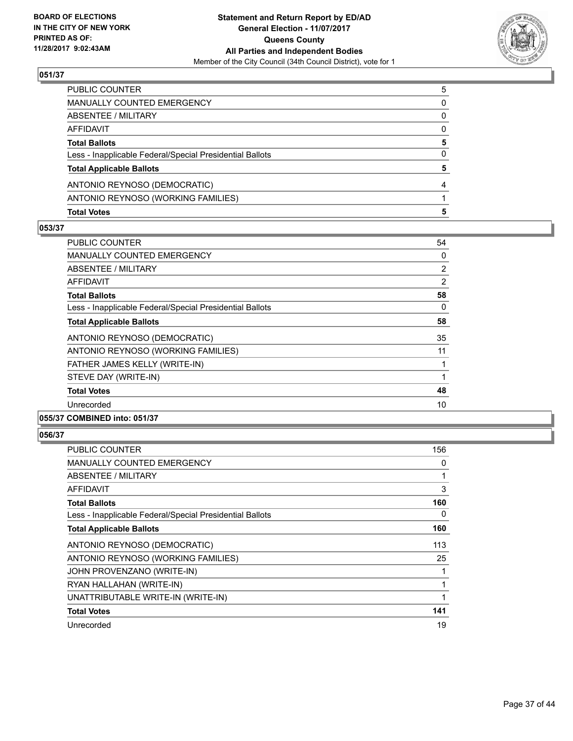**Statement and Return Report by ED/AD**
**General Election - 11/07/2017**
**Queens County**
**All Parties and Independent Bodies**
Member of the City Council (34th Council District), vote for 1

BOARD OF ELECTIONS
IN THE CITY OF NEW YORK
PRINTED AS OF:
11/28/2017 9:02:43AM

## 051/37

| | |
|---|---|
| PUBLIC COUNTER | 5 |
| MANUALLY COUNTED EMERGENCY | 0 |
| ABSENTEE / MILITARY | 0 |
| AFFIDAVIT | 0 |
| **Total Ballots** | **5** |
| Less - Inapplicable Federal/Special Presidential Ballots | 0 |
| **Total Applicable Ballots** | **5** |
| ANTONIO REYNOSO (DEMOCRATIC) | 4 |
| ANTONIO REYNOSO (WORKING FAMILIES) | 1 |
| **Total Votes** | **5** |

## 053/37

| | |
|---|---|
| PUBLIC COUNTER | 54 |
| MANUALLY COUNTED EMERGENCY | 0 |
| ABSENTEE / MILITARY | 2 |
| AFFIDAVIT | 2 |
| **Total Ballots** | **58** |
| Less - Inapplicable Federal/Special Presidential Ballots | 0 |
| **Total Applicable Ballots** | **58** |
| ANTONIO REYNOSO (DEMOCRATIC) | 35 |
| ANTONIO REYNOSO (WORKING FAMILIES) | 11 |
| FATHER JAMES KELLY (WRITE-IN) | 1 |
| STEVE DAY (WRITE-IN) | 1 |
| **Total Votes** | **48** |
| Unrecorded | 10 |

## 055/37 COMBINED into: 051/37

## 056/37

| | |
|---|---|
| PUBLIC COUNTER | 156 |
| MANUALLY COUNTED EMERGENCY | 0 |
| ABSENTEE / MILITARY | 1 |
| AFFIDAVIT | 3 |
| **Total Ballots** | **160** |
| Less - Inapplicable Federal/Special Presidential Ballots | 0 |
| **Total Applicable Ballots** | **160** |
| ANTONIO REYNOSO (DEMOCRATIC) | 113 |
| ANTONIO REYNOSO (WORKING FAMILIES) | 25 |
| JOHN PROVENZANO (WRITE-IN) | 1 |
| RYAN HALLAHAN (WRITE-IN) | 1 |
| UNATTRIBUTABLE WRITE-IN (WRITE-IN) | 1 |
| **Total Votes** | **141** |
| Unrecorded | 19 |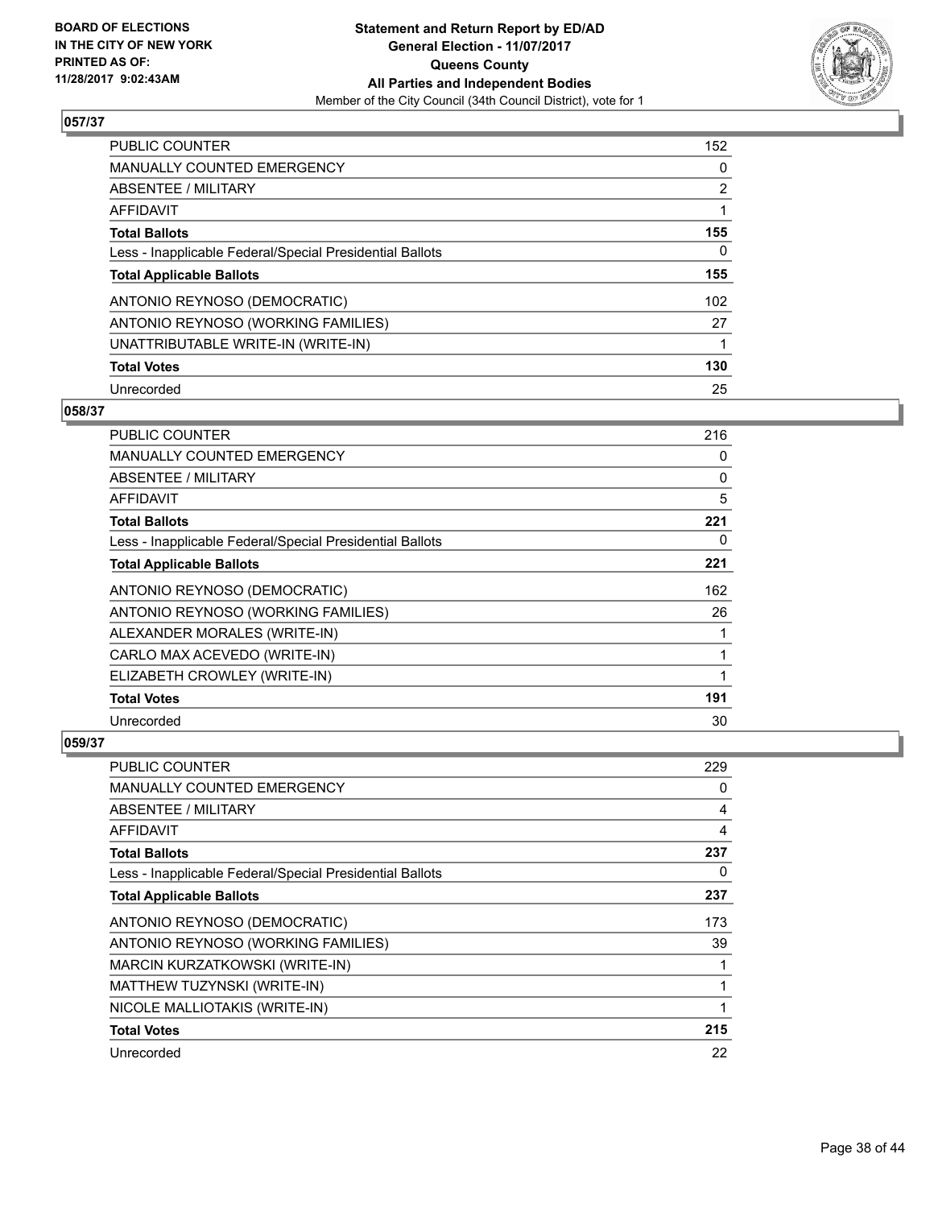**BOARD OF ELECTIONS IN THE CITY OF NEW YORK PRINTED AS OF: 11/28/2017 9:02:43AM**

**Statement and Return Report by ED/AD**
**General Election - 11/07/2017**
**Queens County**
**All Parties and Independent Bodies**
Member of the City Council (34th Council District), vote for 1

### 057/37

| | |
|---|---|
| PUBLIC COUNTER | 152 |
| MANUALLY COUNTED EMERGENCY | 0 |
| ABSENTEE / MILITARY | 2 |
| AFFIDAVIT | 1 |
| **Total Ballots** | **155** |
| Less - Inapplicable Federal/Special Presidential Ballots | 0 |
| **Total Applicable Ballots** | **155** |
| ANTONIO REYNOSO (DEMOCRATIC) | 102 |
| ANTONIO REYNOSO (WORKING FAMILIES) | 27 |
| UNATTRIBUTABLE WRITE-IN (WRITE-IN) | 1 |
| **Total Votes** | **130** |
| Unrecorded | 25 |

### 058/37

| | |
|---|---|
| PUBLIC COUNTER | 216 |
| MANUALLY COUNTED EMERGENCY | 0 |
| ABSENTEE / MILITARY | 0 |
| AFFIDAVIT | 5 |
| **Total Ballots** | **221** |
| Less - Inapplicable Federal/Special Presidential Ballots | 0 |
| **Total Applicable Ballots** | **221** |
| ANTONIO REYNOSO (DEMOCRATIC) | 162 |
| ANTONIO REYNOSO (WORKING FAMILIES) | 26 |
| ALEXANDER MORALES (WRITE-IN) | 1 |
| CARLO MAX ACEVEDO (WRITE-IN) | 1 |
| ELIZABETH CROWLEY (WRITE-IN) | 1 |
| **Total Votes** | **191** |
| Unrecorded | 30 |

### 059/37

| | |
|---|---|
| PUBLIC COUNTER | 229 |
| MANUALLY COUNTED EMERGENCY | 0 |
| ABSENTEE / MILITARY | 4 |
| AFFIDAVIT | 4 |
| **Total Ballots** | **237** |
| Less - Inapplicable Federal/Special Presidential Ballots | 0 |
| **Total Applicable Ballots** | **237** |
| ANTONIO REYNOSO (DEMOCRATIC) | 173 |
| ANTONIO REYNOSO (WORKING FAMILIES) | 39 |
| MARCIN KURZATKOWSKI (WRITE-IN) | 1 |
| MATTHEW TUZYNSKI (WRITE-IN) | 1 |
| NICOLE MALLIOTAKIS (WRITE-IN) | 1 |
| **Total Votes** | **215** |
| Unrecorded | 22 |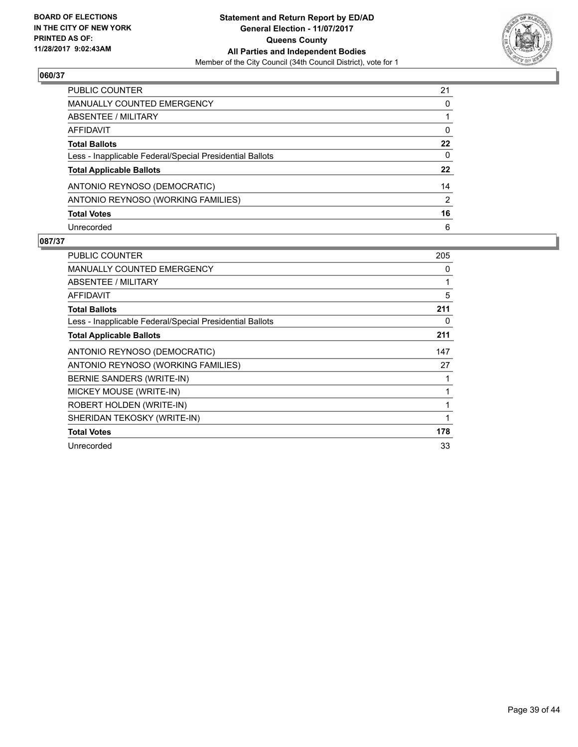BOARD OF ELECTIONS
IN THE CITY OF NEW YORK
PRINTED AS OF:
11/28/2017 9:02:43AM

**Statement and Return Report by ED/AD**
**General Election - 11/07/2017**
**Queens County**
**All Parties and Independent Bodies**
Member of the City Council (34th Council District), vote for 1

## 060/37

| | |
|---|---|
| PUBLIC COUNTER | 21 |
| MANUALLY COUNTED EMERGENCY | 0 |
| ABSENTEE / MILITARY | 1 |
| AFFIDAVIT | 0 |
| **Total Ballots** | **22** |
| Less - Inapplicable Federal/Special Presidential Ballots | 0 |
| **Total Applicable Ballots** | **22** |
| ANTONIO REYNOSO (DEMOCRATIC) | 14 |
| ANTONIO REYNOSO (WORKING FAMILIES) | 2 |
| **Total Votes** | **16** |
| Unrecorded | 6 |

## 087/37

| | |
|---|---|
| PUBLIC COUNTER | 205 |
| MANUALLY COUNTED EMERGENCY | 0 |
| ABSENTEE / MILITARY | 1 |
| AFFIDAVIT | 5 |
| **Total Ballots** | **211** |
| Less - Inapplicable Federal/Special Presidential Ballots | 0 |
| **Total Applicable Ballots** | **211** |
| ANTONIO REYNOSO (DEMOCRATIC) | 147 |
| ANTONIO REYNOSO (WORKING FAMILIES) | 27 |
| BERNIE SANDERS (WRITE-IN) | 1 |
| MICKEY MOUSE (WRITE-IN) | 1 |
| ROBERT HOLDEN (WRITE-IN) | 1 |
| SHERIDAN TEKOSKY (WRITE-IN) | 1 |
| **Total Votes** | **178** |
| Unrecorded | 33 |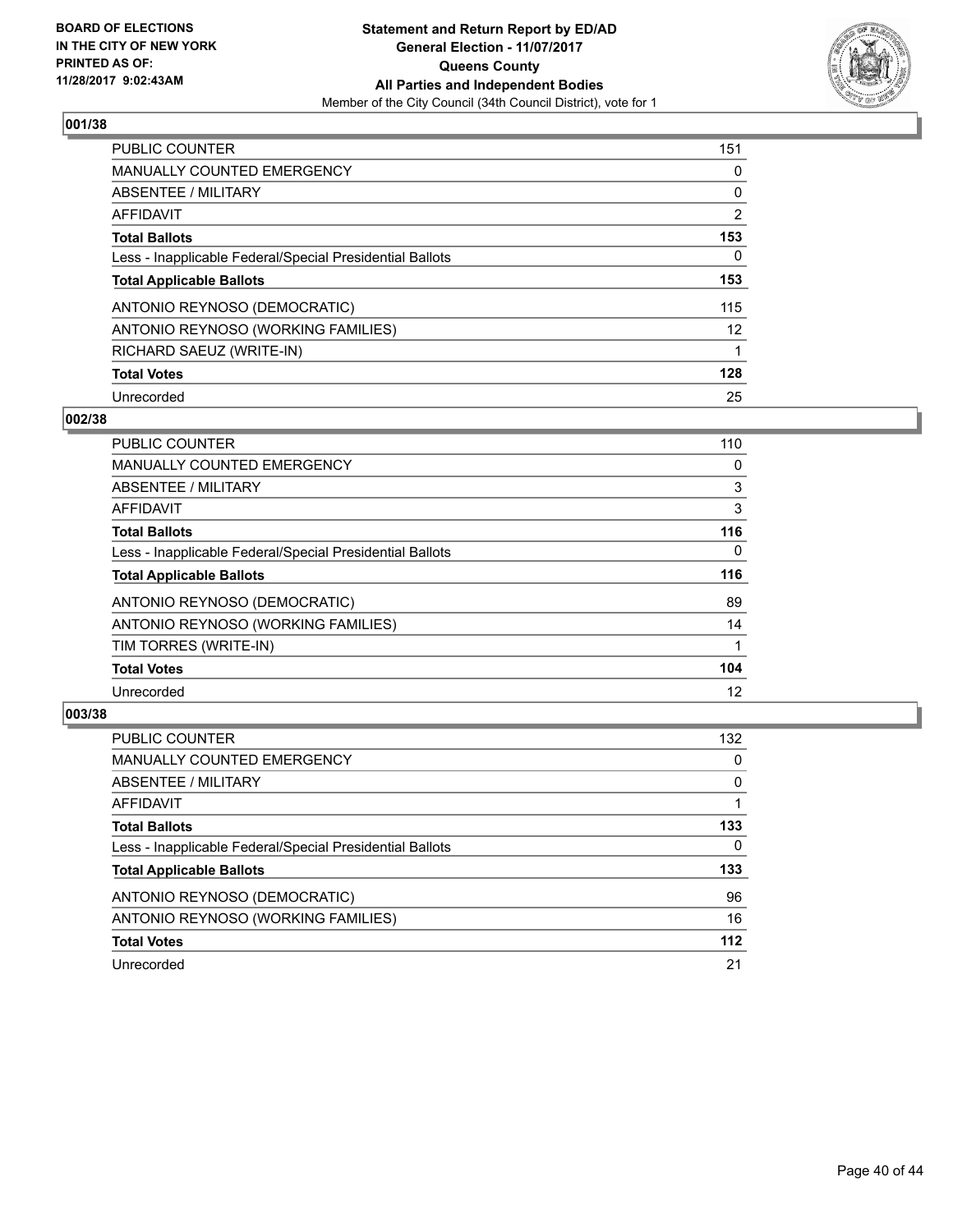BOARD OF ELECTIONS
IN THE CITY OF NEW YORK
PRINTED AS OF:
11/28/2017 9:02:43AM

**Statement and Return Report by ED/AD**
**General Election - 11/07/2017**
**Queens County**
**All Parties and Independent Bodies**
Member of the City Council (34th Council District), vote for 1

### 001/38

| | |
|---|---|
| PUBLIC COUNTER | 151 |
| MANUALLY COUNTED EMERGENCY | 0 |
| ABSENTEE / MILITARY | 0 |
| AFFIDAVIT | 2 |
| **Total Ballots** | **153** |
| Less - Inapplicable Federal/Special Presidential Ballots | 0 |
| **Total Applicable Ballots** | **153** |
| ANTONIO REYNOSO (DEMOCRATIC) | 115 |
| ANTONIO REYNOSO (WORKING FAMILIES) | 12 |
| RICHARD SAEUZ (WRITE-IN) | 1 |
| **Total Votes** | **128** |
| Unrecorded | 25 |

### 002/38

| | |
|---|---|
| PUBLIC COUNTER | 110 |
| MANUALLY COUNTED EMERGENCY | 0 |
| ABSENTEE / MILITARY | 3 |
| AFFIDAVIT | 3 |
| **Total Ballots** | **116** |
| Less - Inapplicable Federal/Special Presidential Ballots | 0 |
| **Total Applicable Ballots** | **116** |
| ANTONIO REYNOSO (DEMOCRATIC) | 89 |
| ANTONIO REYNOSO (WORKING FAMILIES) | 14 |
| TIM TORRES (WRITE-IN) | 1 |
| **Total Votes** | **104** |
| Unrecorded | 12 |

### 003/38

| | |
|---|---|
| PUBLIC COUNTER | 132 |
| MANUALLY COUNTED EMERGENCY | 0 |
| ABSENTEE / MILITARY | 0 |
| AFFIDAVIT | 1 |
| **Total Ballots** | **133** |
| Less - Inapplicable Federal/Special Presidential Ballots | 0 |
| **Total Applicable Ballots** | **133** |
| ANTONIO REYNOSO (DEMOCRATIC) | 96 |
| ANTONIO REYNOSO (WORKING FAMILIES) | 16 |
| **Total Votes** | **112** |
| Unrecorded | 21 |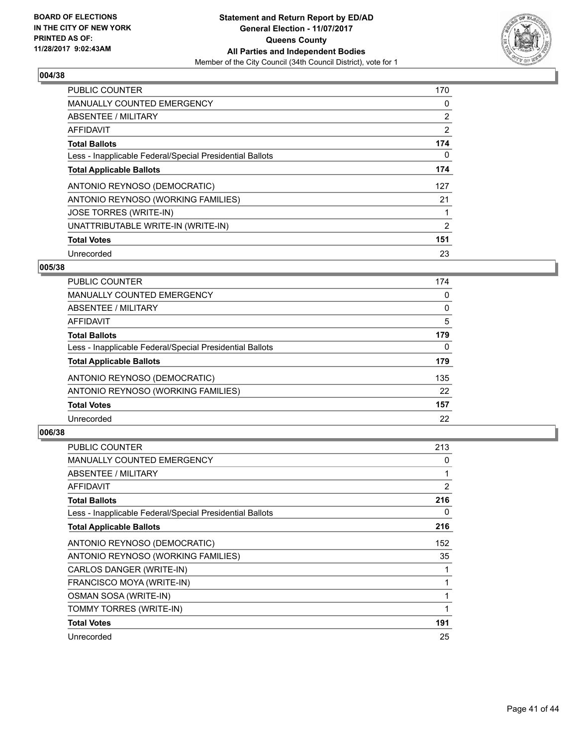**BOARD OF ELECTIONS IN THE CITY OF NEW YORK PRINTED AS OF: 11/28/2017 9:02:43AM**

**Statement and Return Report by ED/AD**
**General Election - 11/07/2017**
**Queens County**
**All Parties and Independent Bodies**
Member of the City Council (34th Council District), vote for 1

### 004/38

| | |
|---|---|
| PUBLIC COUNTER | 170 |
| MANUALLY COUNTED EMERGENCY | 0 |
| ABSENTEE / MILITARY | 2 |
| AFFIDAVIT | 2 |
| **Total Ballots** | **174** |
| Less - Inapplicable Federal/Special Presidential Ballots | 0 |
| **Total Applicable Ballots** | **174** |
| ANTONIO REYNOSO (DEMOCRATIC) | 127 |
| ANTONIO REYNOSO (WORKING FAMILIES) | 21 |
| JOSE TORRES (WRITE-IN) | 1 |
| UNATTRIBUTABLE WRITE-IN (WRITE-IN) | 2 |
| **Total Votes** | **151** |
| Unrecorded | 23 |

### 005/38

| | |
|---|---|
| PUBLIC COUNTER | 174 |
| MANUALLY COUNTED EMERGENCY | 0 |
| ABSENTEE / MILITARY | 0 |
| AFFIDAVIT | 5 |
| **Total Ballots** | **179** |
| Less - Inapplicable Federal/Special Presidential Ballots | 0 |
| **Total Applicable Ballots** | **179** |
| ANTONIO REYNOSO (DEMOCRATIC) | 135 |
| ANTONIO REYNOSO (WORKING FAMILIES) | 22 |
| **Total Votes** | **157** |
| Unrecorded | 22 |

### 006/38

| | |
|---|---|
| PUBLIC COUNTER | 213 |
| MANUALLY COUNTED EMERGENCY | 0 |
| ABSENTEE / MILITARY | 1 |
| AFFIDAVIT | 2 |
| **Total Ballots** | **216** |
| Less - Inapplicable Federal/Special Presidential Ballots | 0 |
| **Total Applicable Ballots** | **216** |
| ANTONIO REYNOSO (DEMOCRATIC) | 152 |
| ANTONIO REYNOSO (WORKING FAMILIES) | 35 |
| CARLOS DANGER (WRITE-IN) | 1 |
| FRANCISCO MOYA (WRITE-IN) | 1 |
| OSMAN SOSA (WRITE-IN) | 1 |
| TOMMY TORRES (WRITE-IN) | 1 |
| **Total Votes** | **191** |
| Unrecorded | 25 |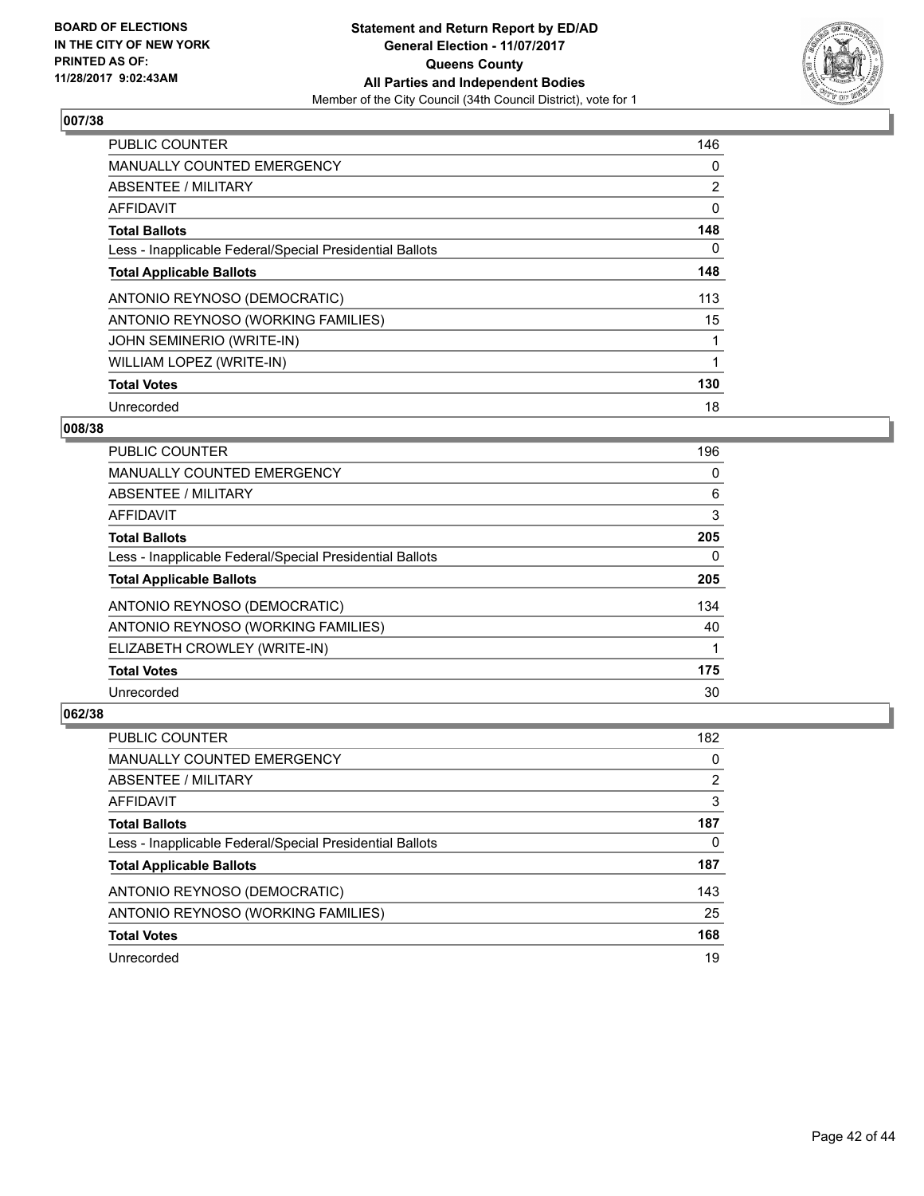BOARD OF ELECTIONS
IN THE CITY OF NEW YORK
PRINTED AS OF:
11/28/2017 9:02:43AM

**Statement and Return Report by ED/AD**
**General Election - 11/07/2017**
**Queens County**
**All Parties and Independent Bodies**
Member of the City Council (34th Council District), vote for 1

### 007/38

| | |
|---|---|
| PUBLIC COUNTER | 146 |
| MANUALLY COUNTED EMERGENCY | 0 |
| ABSENTEE / MILITARY | 2 |
| AFFIDAVIT | 0 |
| **Total Ballots** | **148** |
| Less - Inapplicable Federal/Special Presidential Ballots | 0 |
| **Total Applicable Ballots** | **148** |
| ANTONIO REYNOSO (DEMOCRATIC) | 113 |
| ANTONIO REYNOSO (WORKING FAMILIES) | 15 |
| JOHN SEMINERIO (WRITE-IN) | 1 |
| WILLIAM LOPEZ (WRITE-IN) | 1 |
| **Total Votes** | **130** |
| Unrecorded | 18 |

### 008/38

| | |
|---|---|
| PUBLIC COUNTER | 196 |
| MANUALLY COUNTED EMERGENCY | 0 |
| ABSENTEE / MILITARY | 6 |
| AFFIDAVIT | 3 |
| **Total Ballots** | **205** |
| Less - Inapplicable Federal/Special Presidential Ballots | 0 |
| **Total Applicable Ballots** | **205** |
| ANTONIO REYNOSO (DEMOCRATIC) | 134 |
| ANTONIO REYNOSO (WORKING FAMILIES) | 40 |
| ELIZABETH CROWLEY (WRITE-IN) | 1 |
| **Total Votes** | **175** |
| Unrecorded | 30 |

### 062/38

| | |
|---|---|
| PUBLIC COUNTER | 182 |
| MANUALLY COUNTED EMERGENCY | 0 |
| ABSENTEE / MILITARY | 2 |
| AFFIDAVIT | 3 |
| **Total Ballots** | **187** |
| Less - Inapplicable Federal/Special Presidential Ballots | 0 |
| **Total Applicable Ballots** | **187** |
| ANTONIO REYNOSO (DEMOCRATIC) | 143 |
| ANTONIO REYNOSO (WORKING FAMILIES) | 25 |
| **Total Votes** | **168** |
| Unrecorded | 19 |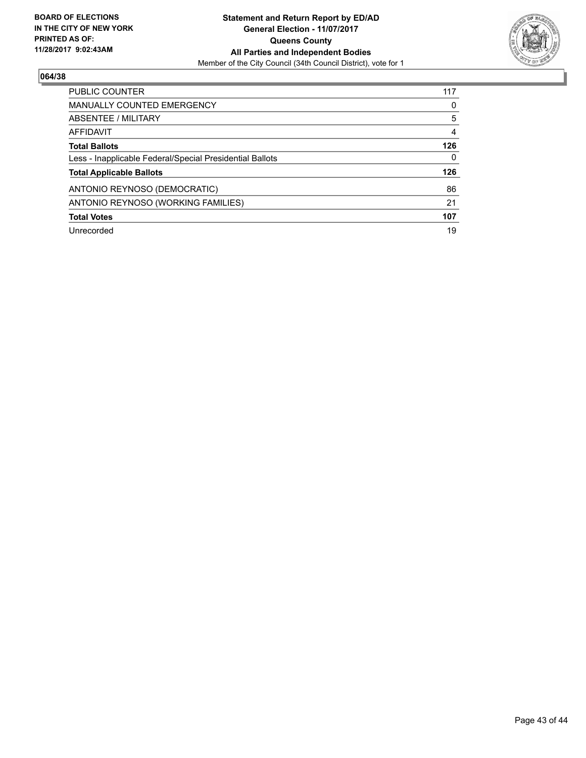BOARD OF ELECTIONS
IN THE CITY OF NEW YORK
PRINTED AS OF:
11/28/2017 9:02:43AM

**Statement and Return Report by ED/AD**
**General Election - 11/07/2017**
**Queens County**
**All Parties and Independent Bodies**
Member of the City Council (34th Council District), vote for 1

## 064/38

| | |
|---|---|
| PUBLIC COUNTER | 117 |
| MANUALLY COUNTED EMERGENCY | 0 |
| ABSENTEE / MILITARY | 5 |
| AFFIDAVIT | 4 |
| **Total Ballots** | **126** |
| Less - Inapplicable Federal/Special Presidential Ballots | 0 |
| **Total Applicable Ballots** | **126** |
| ANTONIO REYNOSO (DEMOCRATIC) | 86 |
| ANTONIO REYNOSO (WORKING FAMILIES) | 21 |
| **Total Votes** | **107** |
| Unrecorded | 19 |